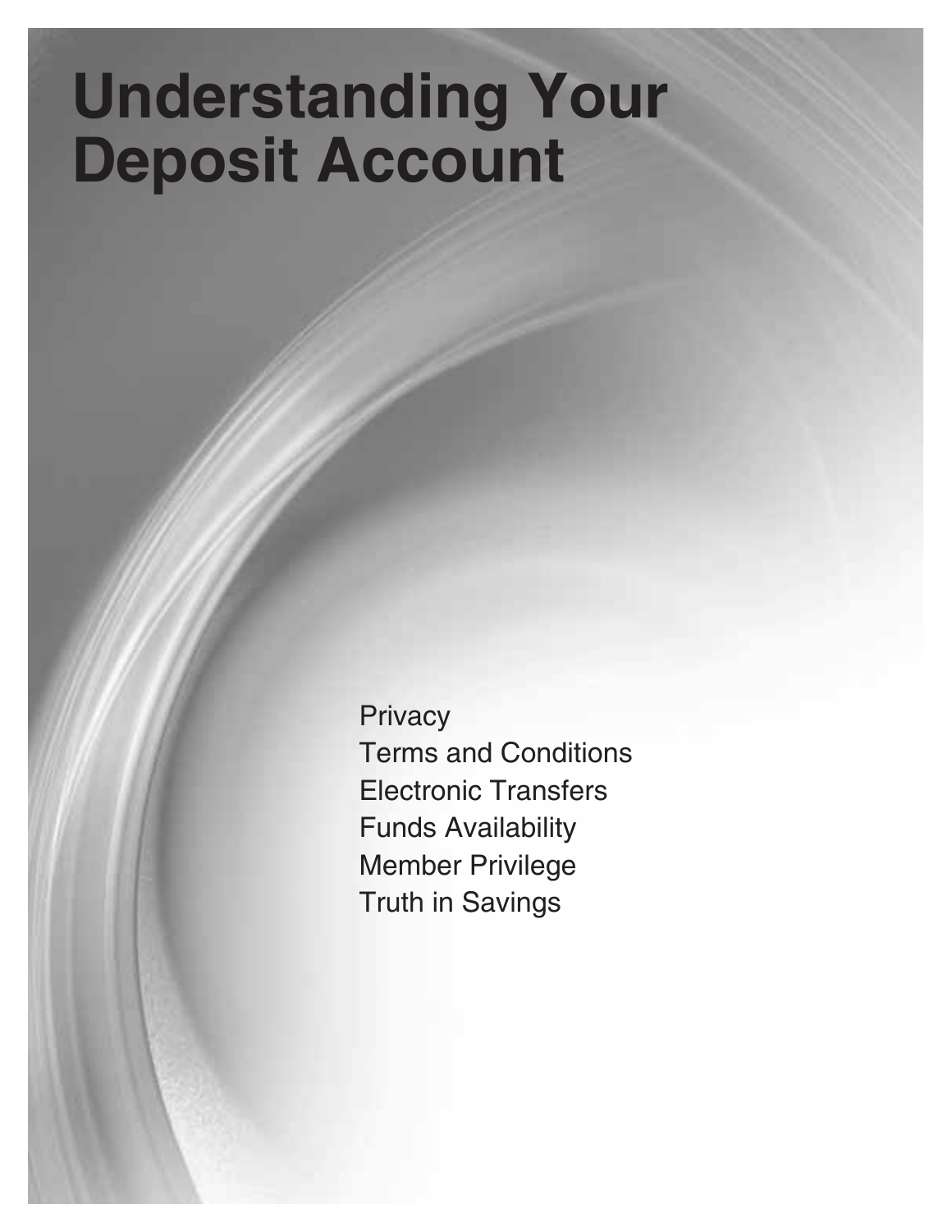# Understanding Your Deposit Account

Privacy
Terms and Conditions
Electronic Transfers
Funds Availability
Member Privilege
Truth in Savings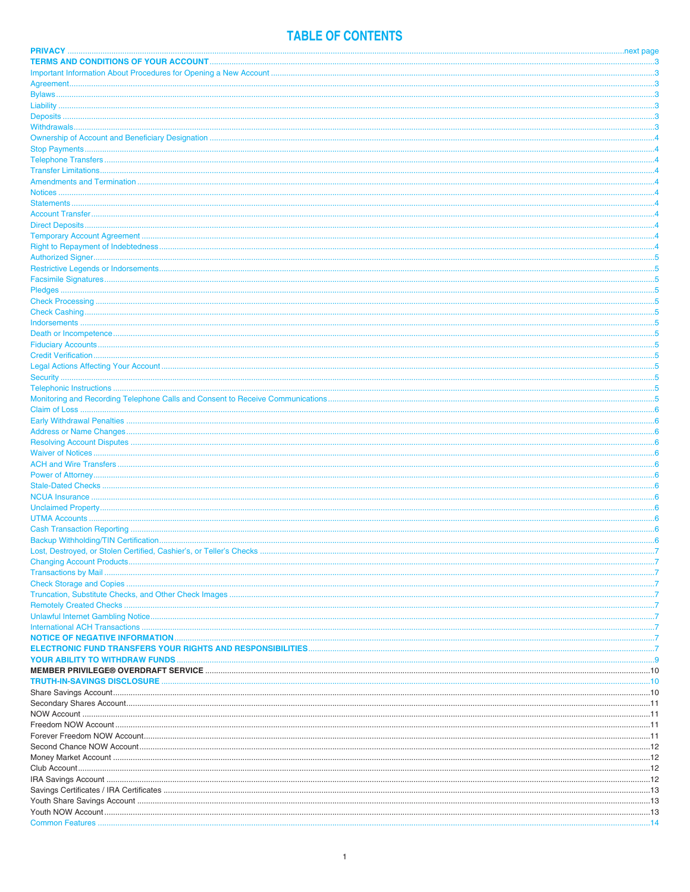# TABLE OF CONTENTS

**PRIVACY** ..... next page

**TERMS AND CONDITIONS OF YOUR ACCOUNT** ..... 3

Important Information About Procedures for Opening a New Account ..... 3

Agreement ..... 3

Bylaws ..... 3

Liability ..... 3

Deposits ..... 3

Withdrawals ..... 3

Ownership of Account and Beneficiary Designation ..... 4

Stop Payments ..... 4

Telephone Transfers ..... 4

Transfer Limitations ..... 4

Amendments and Termination ..... 4

Notices ..... 4

Statements ..... 4

Account Transfer ..... 4

Direct Deposits ..... 4

Temporary Account Agreement ..... 4

Right to Repayment of Indebtedness ..... 4

Authorized Signer ..... 5

Restrictive Legends or Indorsements ..... 5

Facsimile Signatures ..... 5

Pledges ..... 5

Check Processing ..... 5

Check Cashing ..... 5

Indorsements ..... 5

Death or Incompetence ..... 5

Fiduciary Accounts ..... 5

Credit Verification ..... 5

Legal Actions Affecting Your Account ..... 5

Security ..... 5

Telephonic Instructions ..... 5

Monitoring and Recording Telephone Calls and Consent to Receive Communications ..... 5

Claim of Loss ..... 6

Early Withdrawal Penalties ..... 6

Address or Name Changes ..... 6

Resolving Account Disputes ..... 6

Waiver of Notices ..... 6

ACH and Wire Transfers ..... 6

Power of Attorney ..... 6

Stale-Dated Checks ..... 6

NCUA Insurance ..... 6

Unclaimed Property ..... 6

UTMA Accounts ..... 6

Cash Transaction Reporting ..... 6

Backup Withholding/TIN Certification ..... 6

Lost, Destroyed, or Stolen Certified, Cashier's, or Teller's Checks ..... 7

Changing Account Products ..... 7

Transactions by Mail ..... 7

Check Storage and Copies ..... 7

Truncation, Substitute Checks, and Other Check Images ..... 7

Remotely Created Checks ..... 7

Unlawful Internet Gambling Notice ..... 7

International ACH Transactions ..... 7

**NOTICE OF NEGATIVE INFORMATION** ..... 7

**ELECTRONIC FUND TRANSFERS YOUR RIGHTS AND RESPONSIBILITIES** ..... 7

**YOUR ABILITY TO WITHDRAW FUNDS** ..... 9

**MEMBER PRIVILEGE® OVERDRAFT SERVICE** ..... 10

**TRUTH-IN-SAVINGS DISCLOSURE** ..... 10

Share Savings Account ..... 10

Secondary Shares Account ..... 11

NOW Account ..... 11

Freedom NOW Account ..... 11

Forever Freedom NOW Account ..... 11

Second Chance NOW Account ..... 12

Money Market Account ..... 12

Club Account ..... 12

IRA Savings Account ..... 12

Savings Certificates / IRA Certificates ..... 13

Youth Share Savings Account ..... 13

Youth NOW Account ..... 13

Common Features ..... 14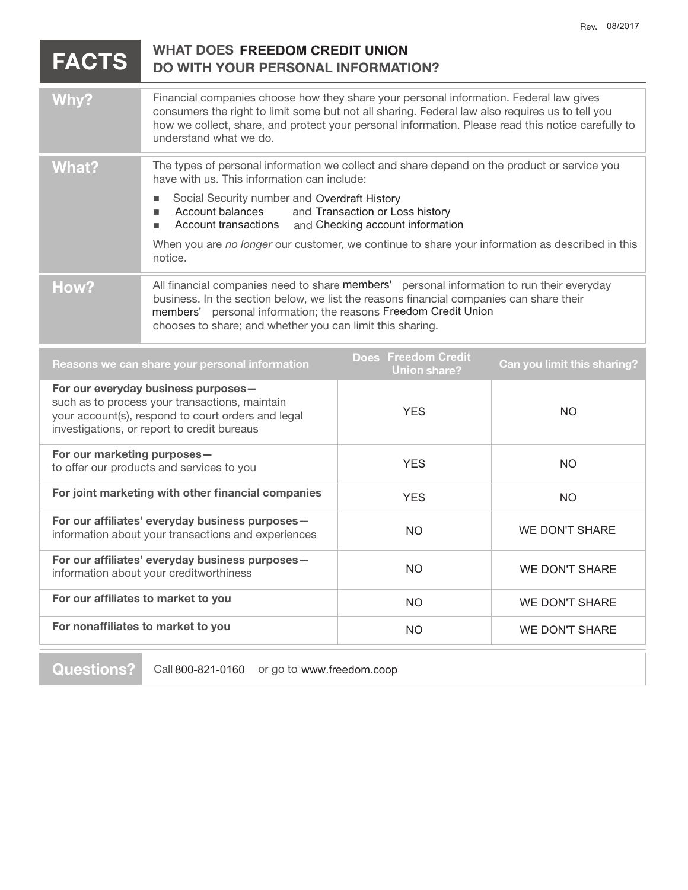Rev. 08/2017

# FACTS — WHAT DOES FREEDOM CREDIT UNION DO WITH YOUR PERSONAL INFORMATION?

| | |
|---|---|
| **Why?** | Financial companies choose how they share your personal information. Federal law gives consumers the right to limit some but not all sharing. Federal law also requires us to tell you how we collect, share, and protect your personal information. Please read this notice carefully to understand what we do. |
| **What?** | The types of personal information we collect and share depend on the product or service you have with us. This information can include:<br>■ Social Security number and Overdraft History<br>■ Account balances and Transaction or Loss history<br>■ Account transactions and Checking account information<br><br>When you are *no longer* our customer, we continue to share your information as described in this notice. |
| **How?** | All financial companies need to share members' personal information to run their everyday business. In the section below, we list the reasons financial companies can share their members' personal information; the reasons Freedom Credit Union chooses to share; and whether you can limit this sharing. |

| Reasons we can share your personal information | Does Freedom Credit Union share? | Can you limit this sharing? |
|---|---|---|
| **For our everyday business purposes—** such as to process your transactions, maintain your account(s), respond to court orders and legal investigations, or report to credit bureaus | YES | NO |
| **For our marketing purposes—** to offer our products and services to you | YES | NO |
| **For joint marketing with other financial companies** | YES | NO |
| **For our affiliates' everyday business purposes—** information about your transactions and experiences | NO | WE DON'T SHARE |
| **For our affiliates' everyday business purposes—** information about your creditworthiness | NO | WE DON'T SHARE |
| **For our affiliates to market to you** | NO | WE DON'T SHARE |
| **For nonaffiliates to market to you** | NO | WE DON'T SHARE |

| | |
|---|---|
| **Questions?** | Call 800-821-0160 or go to www.freedom.coop |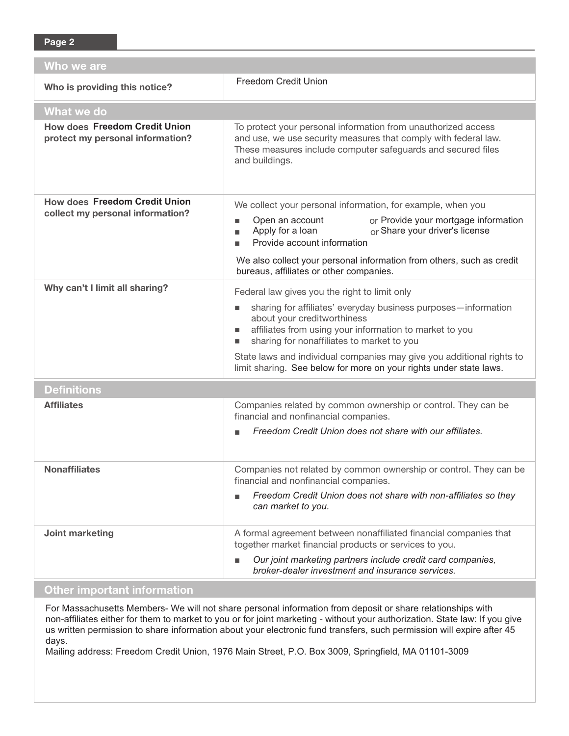| Who we are | |
|---|---|
| **Who is providing this notice?** | Freedom Credit Union |

| What we do | |
|---|---|
| **How does Freedom Credit Union protect my personal information?** | To protect your personal information from unauthorized access and use, we use security measures that comply with federal law. These measures include computer safeguards and secured files and buildings. |
| **How does Freedom Credit Union collect my personal information?** | We collect your personal information, for example, when you<br>▪ Open an account or Provide your mortgage information<br>▪ Apply for a loan or Share your driver's license<br>▪ Provide account information<br><br>We also collect your personal information from others, such as credit bureaus, affiliates or other companies. |
| **Why can't I limit all sharing?** | Federal law gives you the right to limit only<br>▪ sharing for affiliates' everyday business purposes—information about your creditworthiness<br>▪ affiliates from using your information to market to you<br>▪ sharing for nonaffiliates to market to you<br><br>State laws and individual companies may give you additional rights to limit sharing. See below for more on your rights under state laws. |

| Definitions | |
|---|---|
| **Affiliates** | Companies related by common ownership or control. They can be financial and nonfinancial companies.<br>▪ *Freedom Credit Union does not share with our affiliates.* |
| **Nonaffiliates** | Companies not related by common ownership or control. They can be financial and nonfinancial companies.<br>▪ *Freedom Credit Union does not share with non-affiliates so they can market to you.* |
| **Joint marketing** | A formal agreement between nonaffiliated financial companies that together market financial products or services to you.<br>▪ *Our joint marketing partners include credit card companies, broker-dealer investment and insurance services.* |

## Other important information

For Massachusetts Members- We will not share personal information from deposit or share relationships with non-affiliates either for them to market to you or for joint marketing - without your authorization. State law: If you give us written permission to share information about your electronic fund transfers, such permission will expire after 45 days.

Mailing address: Freedom Credit Union, 1976 Main Street, P.O. Box 3009, Springfield, MA 01101-3009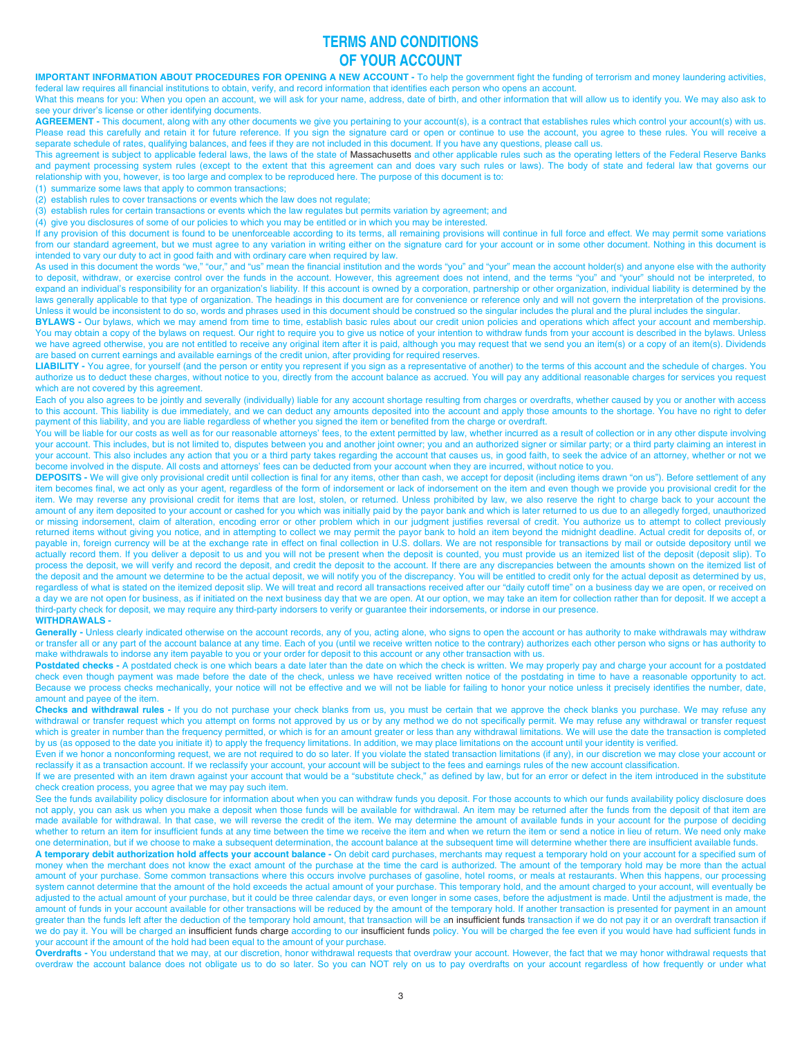# TERMS AND CONDITIONS OF YOUR ACCOUNT

**IMPORTANT INFORMATION ABOUT PROCEDURES FOR OPENING A NEW ACCOUNT -** To help the government fight the funding of terrorism and money laundering activities, federal law requires all financial institutions to obtain, verify, and record information that identifies each person who opens an account.

What this means for you: When you open an account, we will ask for your name, address, date of birth, and other information that will allow us to identify you. We may also ask to see your driver's license or other identifying documents.

**AGREEMENT -** This document, along with any other documents we give you pertaining to your account(s), is a contract that establishes rules which control your account(s) with us. Please read this carefully and retain it for future reference. If you sign the signature card or open or continue to use the account, you agree to these rules. You will receive a separate schedule of rates, qualifying balances, and fees if they are not included in this document. If you have any questions, please call us.

This agreement is subject to applicable federal laws, the laws of the state of Massachusetts and other applicable rules such as the operating letters of the Federal Reserve Banks and payment processing system rules (except to the extent that this agreement can and does vary such rules or laws). The body of state and federal law that governs our relationship with you, however, is too large and complex to be reproduced here. The purpose of this document is to:

(1) summarize some laws that apply to common transactions;
(2) establish rules to cover transactions or events which the law does not regulate;
(3) establish rules for certain transactions or events which the law regulates but permits variation by agreement; and
(4) give you disclosures of some of our policies to which you may be entitled or in which you may be interested.

If any provision of this document is found to be unenforceable according to its terms, all remaining provisions will continue in full force and effect. We may permit some variations from our standard agreement, but we must agree to any variation in writing either on the signature card for your account or in some other document. Nothing in this document is intended to vary our duty to act in good faith and with ordinary care when required by law.

As used in this document the words "we," "our," and "us" mean the financial institution and the words "you" and "your" mean the account holder(s) and anyone else with the authority to deposit, withdraw, or exercise control over the funds in the account. However, this agreement does not intend, and the terms "you" and "your" should not be interpreted, to expand an individual's responsibility for an organization's liability. If this account is owned by a corporation, partnership or other organization, individual liability is determined by the laws generally applicable to that type of organization. The headings in this document are for convenience or reference only and will not govern the interpretation of the provisions. Unless it would be inconsistent to do so, words and phrases used in this document should be construed so the singular includes the plural and the plural includes the singular.

**BYLAWS -** Our bylaws, which we may amend from time to time, establish basic rules about our credit union policies and operations which affect your account and membership. You may obtain a copy of the bylaws on request. Our right to require you to give us notice of your intention to withdraw funds from your account is described in the bylaws. Unless we have agreed otherwise, you are not entitled to receive any original item after it is paid, although you may request that we send you an item(s) or a copy of an item(s). Dividends are based on current earnings and available earnings of the credit union, after providing for required reserves.

**LIABILITY -** You agree, for yourself (and the person or entity you represent if you sign as a representative of another) to the terms of this account and the schedule of charges. You authorize us to deduct these charges, without notice to you, directly from the account balance as accrued. You will pay any additional reasonable charges for services you request which are not covered by this agreement.

Each of you also agrees to be jointly and severally (individually) liable for any account shortage resulting from charges or overdrafts, whether caused by you or another with access to this account. This liability is due immediately, and we can deduct any amounts deposited into the account and apply those amounts to the shortage. You have no right to defer payment of this liability, and you are liable regardless of whether you signed the item or benefited from the charge or overdraft.

You will be liable for our costs as well as for our reasonable attorneys' fees, to the extent permitted by law, whether incurred as a result of collection or in any other dispute involving your account. This includes, but is not limited to, disputes between you and another joint owner; you and an authorized signer or similar party; or a third party claiming an interest in your account. This also includes any action that you or a third party takes regarding the account that causes us, in good faith, to seek the advice of an attorney, whether or not we become involved in the dispute. All costs and attorneys' fees can be deducted from your account when they are incurred, without notice to you.

**DEPOSITS -** We will give only provisional credit until collection is final for any items, other than cash, we accept for deposit (including items drawn "on us"). Before settlement of any item becomes final, we act only as your agent, regardless of the form of indorsement or lack of indorsement on the item and even though we provide you provisional credit for the item. We may reverse any provisional credit for items that are lost, stolen, or returned. Unless prohibited by law, we also reserve the right to charge back to your account the amount of any item deposited to your account or cashed for you which was initially paid by the payor bank and which is later returned to us due to an allegedly forged, unauthorized or missing indorsement, claim of alteration, encoding error or other problem which in our judgment justifies reversal of credit. You authorize us to attempt to collect previously returned items without giving you notice, and in attempting to collect we may permit the payor bank to hold an item beyond the midnight deadline. Actual credit for deposits of, or payable in, foreign currency will be at the exchange rate in effect on final collection in U.S. dollars. We are not responsible for transactions by mail or outside depository until we actually record them. If you deliver a deposit to us and you will not be present when the deposit is counted, you must provide us an itemized list of the deposit (deposit slip). To process the deposit, we will verify and record the deposit, and credit the deposit to the account. If there are any discrepancies between the amounts shown on the itemized list of the deposit and the amount we determine to be the actual deposit, we will notify you of the discrepancy. You will be entitled to credit only for the actual deposit as determined by us, regardless of what is stated on the itemized deposit slip. We will treat and record all transactions received after our "daily cutoff time" on a business day we are open, or received on a day we are not open for business, as if initiated on the next business day that we are open. At our option, we may take an item for collection rather than for deposit. If we accept a third-party check for deposit, we may require any third-party indorsers to verify or guarantee their indorsements, or indorse in our presence.

**WITHDRAWALS -**

**Generally -** Unless clearly indicated otherwise on the account records, any of you, acting alone, who signs to open the account or has authority to make withdrawals may withdraw or transfer all or any part of the account balance at any time. Each of you (until we receive written notice to the contrary) authorizes each other person who signs or has authority to make withdrawals to indorse any item payable to you or your order for deposit to this account or any other transaction with us.

**Postdated checks -** A postdated check is one which bears a date later than the date on which the check is written. We may properly pay and charge your account for a postdated check even though payment was made before the date of the check, unless we have received written notice of the postdating in time to have a reasonable opportunity to act. Because we process checks mechanically, your notice will not be effective and we will not be liable for failing to honor your notice unless it precisely identifies the number, date, amount and payee of the item.

**Checks and withdrawal rules -** If you do not purchase your check blanks from us, you must be certain that we approve the check blanks you purchase. We may refuse any withdrawal or transfer request which you attempt on forms not approved by us or by any method we do not specifically permit. We may refuse any withdrawal or transfer request which is greater in number than the frequency permitted, or which is for an amount greater or less than any withdrawal limitations. We will use the date the transaction is completed by us (as opposed to the date you initiate it) to apply the frequency limitations. In addition, we may place limitations on the account until your identity is verified.

Even if we honor a nonconforming request, we are not required to do so later. If you violate the stated transaction limitations (if any), in our discretion we may close your account or reclassify it as a transaction account. If we reclassify your account, your account will be subject to the fees and earnings rules of the new account classification.

If we are presented with an item drawn against your account that would be a "substitute check," as defined by law, but for an error or defect in the item introduced in the substitute check creation process, you agree that we may pay such item.

See the funds availability policy disclosure for information about when you can withdraw funds you deposit. For those accounts to which our funds availability policy disclosure does not apply, you can ask us when you make a deposit when those funds will be available for withdrawal. An item may be returned after the funds from the deposit of that item are made available for withdrawal. In that case, we will reverse the credit of the item. We may determine the amount of available funds in your account for the purpose of deciding whether to return an item for insufficient funds at any time between the time we receive the item and when we return the item or send a notice in lieu of return. We need only make one determination, but if we choose to make a subsequent determination, the account balance at the subsequent time will determine whether there are insufficient available funds.

**A temporary debit authorization hold affects your account balance -** On debit card purchases, merchants may request a temporary hold on your account for a specified sum of money when the merchant does not know the exact amount of the purchase at the time the card is authorized. The amount of the temporary hold may be more than the actual amount of your purchase. Some common transactions where this occurs involve purchases of gasoline, hotel rooms, or meals at restaurants. When this happens, our processing system cannot determine that the amount of the hold exceeds the actual amount of your purchase. This temporary hold, and the amount charged to your account, will eventually be adjusted to the actual amount of your purchase, but it could be three calendar days, or even longer in some cases, before the adjustment is made. Until the adjustment is made, the amount of funds in your account available for other transactions will be reduced by the amount of the temporary hold. If another transaction is presented for payment in an amount greater than the funds left after the deduction of the temporary hold amount, that transaction will be an insufficient funds transaction if we do not pay it or an overdraft transaction if we do pay it. You will be charged an insufficient funds charge according to our insufficient funds policy. You will be charged the fee even if you would have had sufficient funds in your account if the amount of the hold had been equal to the amount of your purchase.

**Overdrafts -** You understand that we may, at our discretion, honor withdrawal requests that overdraw your account. However, the fact that we may honor withdrawal requests that overdraw the account balance does not obligate us to do so later. So you can NOT rely on us to pay overdrafts on your account regardless of how frequently or under what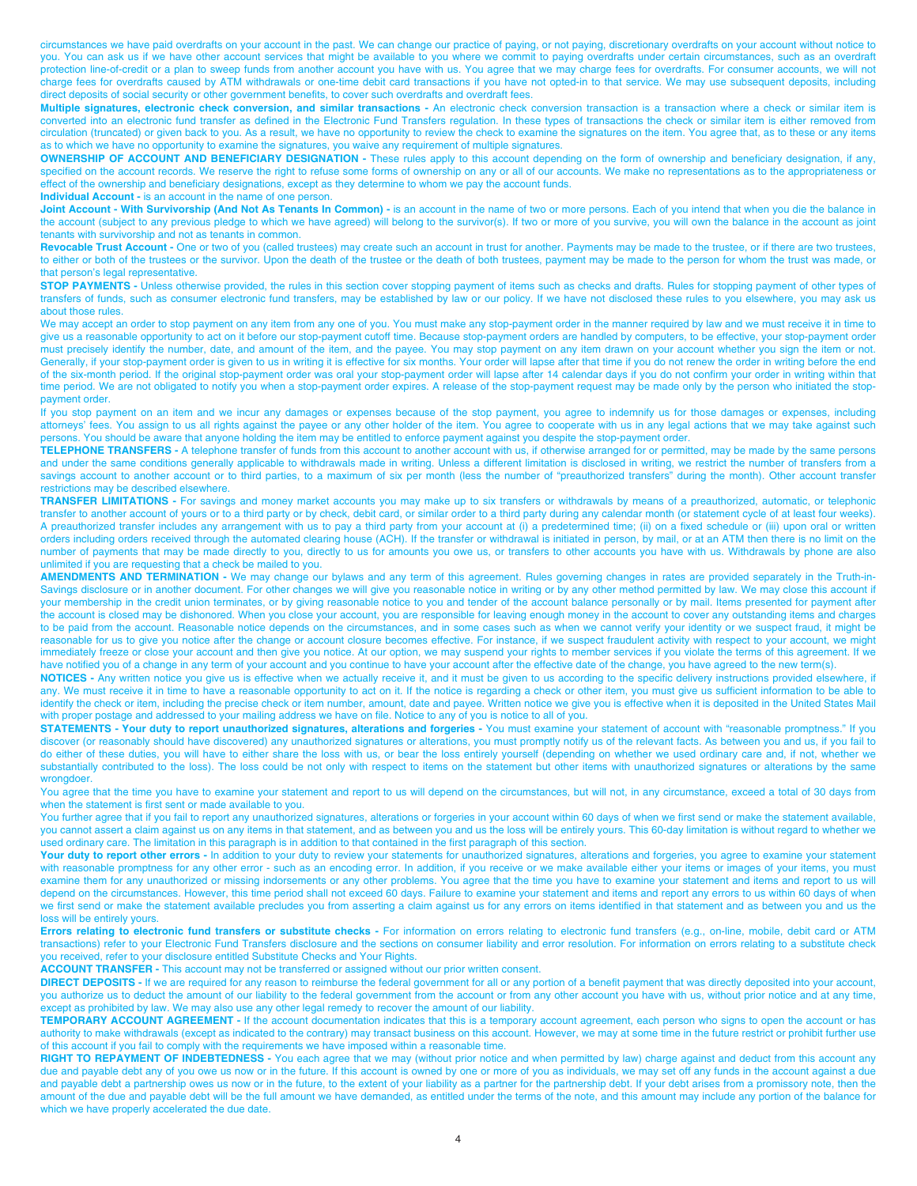circumstances we have paid overdrafts on your account in the past. We can change our practice of paying, or not paying, discretionary overdrafts on your account without notice to you. You can ask us if we have other account services that might be available to you where we commit to paying overdrafts under certain circumstances, such as an overdraft protection line-of-credit or a plan to sweep funds from another account you have with us. You agree that we may charge fees for overdrafts. For consumer accounts, we will not charge fees for overdrafts caused by ATM withdrawals or one-time debit card transactions if you have not opted-in to that service. We may use subsequent deposits, including direct deposits of social security or other government benefits, to cover such overdrafts and overdraft fees.

**Multiple signatures, electronic check conversion, and similar transactions -** An electronic check conversion transaction is a transaction where a check or similar item is converted into an electronic fund transfer as defined in the Electronic Fund Transfers regulation. In these types of transactions the check or similar item is either removed from circulation (truncated) or given back to you. As a result, we have no opportunity to review the check to examine the signatures on the item. You agree that, as to these or any items as to which we have no opportunity to examine the signatures, you waive any requirement of multiple signatures.

**OWNERSHIP OF ACCOUNT AND BENEFICIARY DESIGNATION -** These rules apply to this account depending on the form of ownership and beneficiary designation, if any, specified on the account records. We reserve the right to refuse some forms of ownership on any or all of our accounts. We make no representations as to the appropriateness or effect of the ownership and beneficiary designations, except as they determine to whom we pay the account funds.

**Individual Account -** is an account in the name of one person.

**Joint Account - With Survivorship (And Not As Tenants In Common) -** is an account in the name of two or more persons. Each of you intend that when you die the balance in the account (subject to any previous pledge to which we have agreed) will belong to the survivor(s). If two or more of you survive, you will own the balance in the account as joint tenants with survivorship and not as tenants in common.

**Revocable Trust Account -** One or two of you (called trustees) may create such an account in trust for another. Payments may be made to the trustee, or if there are two trustees, to either or both of the trustees or the survivor. Upon the death of the trustee or the death of both trustees, payment may be made to the person for whom the trust was made, or that person's legal representative.

**STOP PAYMENTS -** Unless otherwise provided, the rules in this section cover stopping payment of items such as checks and drafts. Rules for stopping payment of other types of transfers of funds, such as consumer electronic fund transfers, may be established by law or our policy. If we have not disclosed these rules to you elsewhere, you may ask us about those rules.

We may accept an order to stop payment on any item from any one of you. You must make any stop-payment order in the manner required by law and we must receive it in time to give us a reasonable opportunity to act on it before our stop-payment cutoff time. Because stop-payment orders are handled by computers, to be effective, your stop-payment order must precisely identify the number, date, and amount of the item, and the payee. You may stop payment on any item drawn on your account whether you sign the item or not. Generally, if your stop-payment order is given to us in writing it is effective for six months. Your order will lapse after that time if you do not renew the order in writing before the end of the six-month period. If the original stop-payment order was oral your stop-payment order will lapse after 14 calendar days if you do not confirm your order in writing within that time period. We are not obligated to notify you when a stop-payment order expires. A release of the stop-payment request may be made only by the person who initiated the stop-payment order.

If you stop payment on an item and we incur any damages or expenses because of the stop payment, you agree to indemnify us for those damages or expenses, including attorneys' fees. You assign to us all rights against the payee or any other holder of the item. You agree to cooperate with us in any legal actions that we may take against such persons. You should be aware that anyone holding the item may be entitled to enforce payment against you despite the stop-payment order.

**TELEPHONE TRANSFERS -** A telephone transfer of funds from this account to another account with us, if otherwise arranged for or permitted, may be made by the same persons and under the same conditions generally applicable to withdrawals made in writing. Unless a different limitation is disclosed in writing, we restrict the number of transfers from a savings account to another account or to third parties, to a maximum of six per month (less the number of "preauthorized transfers" during the month). Other account transfer restrictions may be described elsewhere.

**TRANSFER LIMITATIONS -** For savings and money market accounts you may make up to six transfers or withdrawals by means of a preauthorized, automatic, or telephonic transfer to another account of yours or to a third party or by check, debit card, or similar order to a third party during any calendar month (or statement cycle of at least four weeks). A preauthorized transfer includes any arrangement with us to pay a third party from your account at (i) a predetermined time; (ii) on a fixed schedule or (iii) upon oral or written orders including orders received through the automated clearing house (ACH). If the transfer or withdrawal is initiated in person, by mail, or at an ATM then there is no limit on the number of payments that may be made directly to you, directly to us for amounts you owe us, or transfers to other accounts you have with us. Withdrawals by phone are also unlimited if you are requesting that a check be mailed to you.

**AMENDMENTS AND TERMINATION -** We may change our bylaws and any term of this agreement. Rules governing changes in rates are provided separately in the Truth-in-Savings disclosure or in another document. For other changes we will give you reasonable notice in writing or by any other method permitted by law. We may close this account if your membership in the credit union terminates, or by giving reasonable notice to you and tender of the account balance personally or by mail. Items presented for payment after the account is closed may be dishonored. When you close your account, you are responsible for leaving enough money in the account to cover any outstanding items and charges to be paid from the account. Reasonable notice depends on the circumstances, and in some cases such as when we cannot verify your identity or we suspect fraud, it might be reasonable for us to give you notice after the change or account closure becomes effective. For instance, if we suspect fraudulent activity with respect to your account, we might immediately freeze or close your account and then give you notice. At our option, we may suspend your rights to member services if you violate the terms of this agreement. If we have notified you of a change in any term of your account and you continue to have your account after the effective date of the change, you have agreed to the new term(s).

**NOTICES -** Any written notice you give us is effective when we actually receive it, and it must be given to us according to the specific delivery instructions provided elsewhere, if any. We must receive it in time to have a reasonable opportunity to act on it. If the notice is regarding a check or other item, you must give us sufficient information to be able to identify the check or item, including the precise check or item number, amount, date and payee. Written notice we give you is effective when it is deposited in the United States Mail with proper postage and addressed to your mailing address we have on file. Notice to any of you is notice to all of you.

**STATEMENTS - Your duty to report unauthorized signatures, alterations and forgeries -** You must examine your statement of account with "reasonable promptness." If you discover (or reasonably should have discovered) any unauthorized signatures or alterations, you must promptly notify us of the relevant facts. As between you and us, if you fail to do either of these duties, you will have to either share the loss with us, or bear the loss entirely yourself (depending on whether we used ordinary care and, if not, whether we substantially contributed to the loss). The loss could be not only with respect to items on the statement but other items with unauthorized signatures or alterations by the same wrongdoer.

You agree that the time you have to examine your statement and report to us will depend on the circumstances, but will not, in any circumstance, exceed a total of 30 days from when the statement is first sent or made available to you.

You further agree that if you fail to report any unauthorized signatures, alterations or forgeries in your account within 60 days of when we first send or make the statement available, you cannot assert a claim against us on any items in that statement, and as between you and us the loss will be entirely yours. This 60-day limitation is without regard to whether we used ordinary care. The limitation in this paragraph is in addition to that contained in the first paragraph of this section.

**Your duty to report other errors -** In addition to your duty to review your statements for unauthorized signatures, alterations and forgeries, you agree to examine your statement with reasonable promptness for any other error - such as an encoding error. In addition, if you receive or we make available either your items or images of your items, you must examine them for any unauthorized or missing indorsements or any other problems. You agree that the time you have to examine your statement and items and report to us will depend on the circumstances. However, this time period shall not exceed 60 days. Failure to examine your statement and items and report any errors to us within 60 days of when we first send or make the statement available precludes you from asserting a claim against us for any errors on items identified in that statement and as between you and us the loss will be entirely yours.

**Errors relating to electronic fund transfers or substitute checks -** For information on errors relating to electronic fund transfers (e.g., on-line, mobile, debit card or ATM transactions) refer to your Electronic Fund Transfers disclosure and the sections on consumer liability and error resolution. For information on errors relating to a substitute check you received, refer to your disclosure entitled Substitute Checks and Your Rights.

**ACCOUNT TRANSFER -** This account may not be transferred or assigned without our prior written consent.

**DIRECT DEPOSITS -** If we are required for any reason to reimburse the federal government for all or any portion of a benefit payment that was directly deposited into your account, you authorize us to deduct the amount of our liability to the federal government from the account or from any other account you have with us, without prior notice and at any time, except as prohibited by law. We may also use any other legal remedy to recover the amount of our liability.

**TEMPORARY ACCOUNT AGREEMENT -** If the account documentation indicates that this is a temporary account agreement, each person who signs to open the account or has authority to make withdrawals (except as indicated to the contrary) may transact business on this account. However, we may at some time in the future restrict or prohibit further use of this account if you fail to comply with the requirements we have imposed within a reasonable time.

**RIGHT TO REPAYMENT OF INDEBTEDNESS -** You each agree that we may (without prior notice and when permitted by law) charge against and deduct from this account any due and payable debt any of you owe us now or in the future. If this account is owned by one or more of you as individuals, we may set off any funds in the account against a due and payable debt a partnership owes us now or in the future, to the extent of your liability as a partner for the partnership debt. If your debt arises from a promissory note, then the amount of the due and payable debt will be the full amount we have demanded, as entitled under the terms of the note, and this amount may include any portion of the balance for which we have properly accelerated the due date.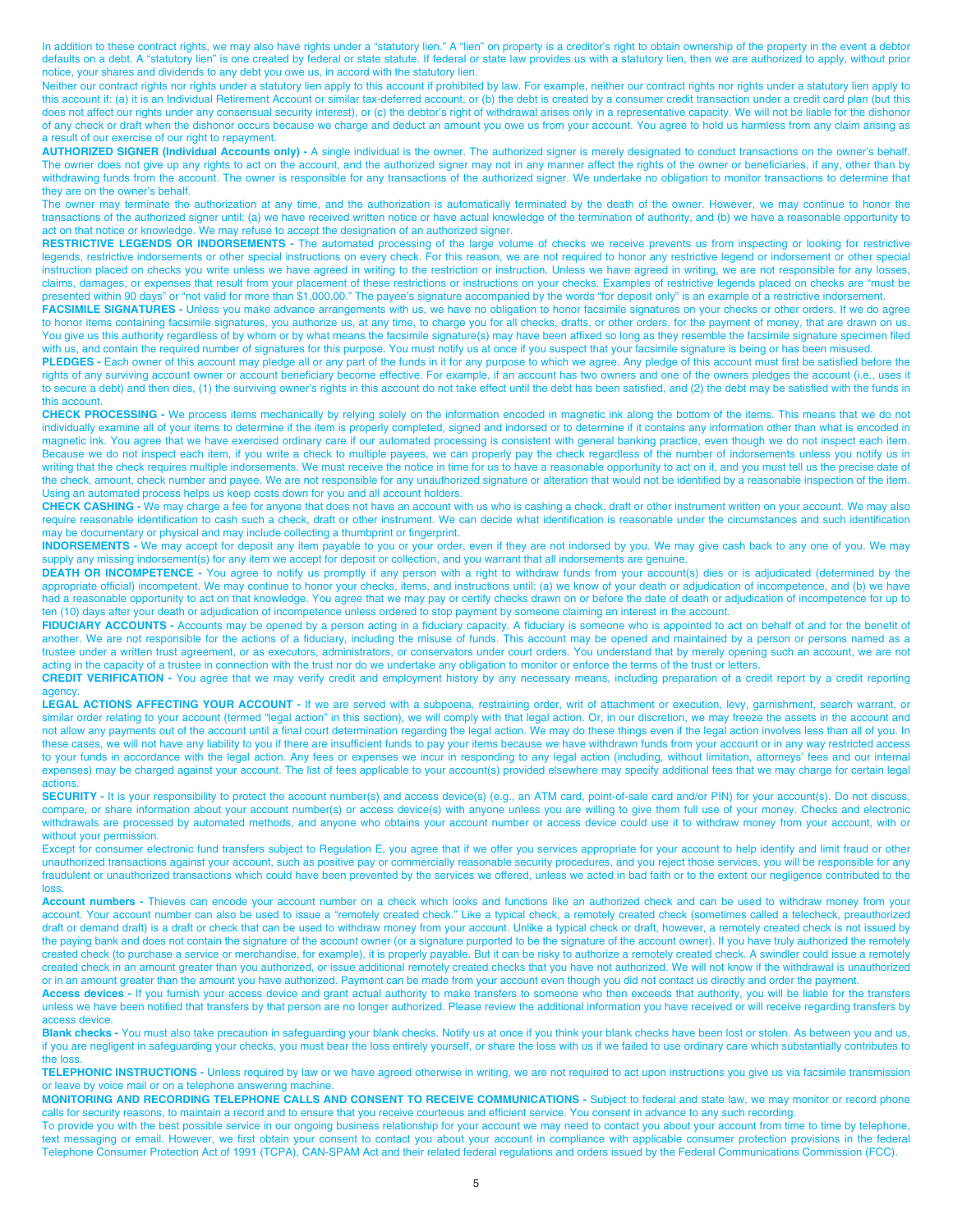In addition to these contract rights, we may also have rights under a "statutory lien." A "lien" on property is a creditor's right to obtain ownership of the property in the event a debtor defaults on a debt. A "statutory lien" is one created by federal or state statute. If federal or state law provides us with a statutory lien, then we are authorized to apply, without prior notice, your shares and dividends to any debt you owe us, in accord with the statutory lien.

Neither our contract rights nor rights under a statutory lien apply to this account if prohibited by law. For example, neither our contract rights nor rights under a statutory lien apply to this account if: (a) it is an Individual Retirement Account or similar tax-deferred account, or (b) the debt is created by a consumer credit transaction under a credit card plan (but this does not affect our rights under any consensual security interest), or (c) the debtor's right of withdrawal arises only in a representative capacity. We will not be liable for the dishonor of any check or draft when the dishonor occurs because we charge and deduct an amount you owe us from your account. You agree to hold us harmless from any claim arising as a result of our exercise of our right to repayment.

**AUTHORIZED SIGNER (Individual Accounts only) -** A single individual is the owner. The authorized signer is merely designated to conduct transactions on the owner's behalf. The owner does not give up any rights to act on the account, and the authorized signer may not in any manner affect the rights of the owner or beneficiaries, if any, other than by withdrawing funds from the account. The owner is responsible for any transactions of the authorized signer. We undertake no obligation to monitor transactions to determine that they are on the owner's behalf.

The owner may terminate the authorization at any time, and the authorization is automatically terminated by the death of the owner. However, we may continue to honor the transactions of the authorized signer until: (a) we have received written notice or have actual knowledge of the termination of authority, and (b) we have a reasonable opportunity to act on that notice or knowledge. We may refuse to accept the designation of an authorized signer.

**RESTRICTIVE LEGENDS OR INDORSEMENTS -** The automated processing of the large volume of checks we receive prevents us from inspecting or looking for restrictive legends, restrictive indorsements or other special instructions on every check. For this reason, we are not required to honor any restrictive legend or indorsement or other special instruction placed on checks you write unless we have agreed in writing to the restriction or instruction. Unless we have agreed in writing, we are not responsible for any losses, claims, damages, or expenses that result from your placement of these restrictions or instructions on your checks. Examples of restrictive legends placed on checks are "must be presented within 90 days" or "not valid for more than $1,000.00." The payee's signature accompanied by the words "for deposit only" is an example of a restrictive indorsement.

**FACSIMILE SIGNATURES -** Unless you make advance arrangements with us, we have no obligation to honor facsimile signatures on your checks or other orders. If we do agree to honor items containing facsimile signatures, you authorize us, at any time, to charge you for all checks, drafts, or other orders, for the payment of money, that are drawn on us. You give us this authority regardless of by whom or by what means the facsimile signature(s) may have been affixed so long as they resemble the facsimile signature specimen filed with us, and contain the required number of signatures for this purpose. You must notify us at once if you suspect that your facsimile signature is being or has been misused.

**PLEDGES -** Each owner of this account may pledge all or any part of the funds in it for any purpose to which we agree. Any pledge of this account must first be satisfied before the rights of any surviving account owner or account beneficiary become effective. For example, if an account has two owners and one of the owners pledges the account (i.e., uses it to secure a debt) and then dies, (1) the surviving owner's rights in this account do not take effect until the debt has been satisfied, and (2) the debt may be satisfied with the funds in this account.

**CHECK PROCESSING -** We process items mechanically by relying solely on the information encoded in magnetic ink along the bottom of the items. This means that we do not individually examine all of your items to determine if the item is properly completed, signed and indorsed or to determine if it contains any information other than what is encoded in magnetic ink. You agree that we have exercised ordinary care if our automated processing is consistent with general banking practice, even though we do not inspect each item. Because we do not inspect each item, if you write a check to multiple payees, we can properly pay the check regardless of the number of indorsements unless you notify us in writing that the check requires multiple indorsements. We must receive the notice in time for us to have a reasonable opportunity to act on it, and you must tell us the precise date of the check, amount, check number and payee. We are not responsible for any unauthorized signature or alteration that would not be identified by a reasonable inspection of the item. Using an automated process helps us keep costs down for you and all account holders.

**CHECK CASHING -** We may charge a fee for anyone that does not have an account with us who is cashing a check, draft or other instrument written on your account. We may also require reasonable identification to cash such a check, draft or other instrument. We can decide what identification is reasonable under the circumstances and such identification may be documentary or physical and may include collecting a thumbprint or fingerprint.

**INDORSEMENTS -** We may accept for deposit any item payable to you or your order, even if they are not indorsed by you. We may give cash back to any one of you. We may supply any missing indorsement(s) for any item we accept for deposit or collection, and you warrant that all indorsements are genuine.

**DEATH OR INCOMPETENCE -** You agree to notify us promptly if any person with a right to withdraw funds from your account(s) dies or is adjudicated (determined by the appropriate official) incompetent. We may continue to honor your checks, items, and instructions until: (a) we know of your death or adjudication of incompetence, and (b) we have had a reasonable opportunity to act on that knowledge. You agree that we may pay or certify checks drawn on or before the date of death or adjudication of incompetence for up to ten (10) days after your death or adjudication of incompetence unless ordered to stop payment by someone claiming an interest in the account.

**FIDUCIARY ACCOUNTS -** Accounts may be opened by a person acting in a fiduciary capacity. A fiduciary is someone who is appointed to act on behalf of and for the benefit of another. We are not responsible for the actions of a fiduciary, including the misuse of funds. This account may be opened and maintained by a person or persons named as a trustee under a written trust agreement, or as executors, administrators, or conservators under court orders. You understand that by merely opening such an account, we are not acting in the capacity of a trustee in connection with the trust nor do we undertake any obligation to monitor or enforce the terms of the trust or letters.

**CREDIT VERIFICATION -** You agree that we may verify credit and employment history by any necessary means, including preparation of a credit report by a credit reporting agency.

**LEGAL ACTIONS AFFECTING YOUR ACCOUNT -** If we are served with a subpoena, restraining order, writ of attachment or execution, levy, garnishment, search warrant, or similar order relating to your account (termed "legal action" in this section), we will comply with that legal action. Or, in our discretion, we may freeze the assets in the account and not allow any payments out of the account until a final court determination regarding the legal action. We may do these things even if the legal action involves less than all of you. In these cases, we will not have any liability to you if there are insufficient funds to pay your items because we have withdrawn funds from your account or in any way restricted access to your funds in accordance with the legal action. Any fees or expenses we incur in responding to any legal action (including, without limitation, attorneys' fees and our internal expenses) may be charged against your account. The list of fees applicable to your account(s) provided elsewhere may specify additional fees that we may charge for certain legal actions.

**SECURITY -** It is your responsibility to protect the account number(s) and access device(s) (e.g., an ATM card, point-of-sale card and/or PIN) for your account(s). Do not discuss, compare, or share information about your account number(s) or access device(s) with anyone unless you are willing to give them full use of your money. Checks and electronic withdrawals are processed by automated methods, and anyone who obtains your account number or access device could use it to withdraw money from your account, with or without your permission.

Except for consumer electronic fund transfers subject to Regulation E, you agree that if we offer you services appropriate for your account to help identify and limit fraud or other unauthorized transactions against your account, such as positive pay or commercially reasonable security procedures, and you reject those services, you will be responsible for any fraudulent or unauthorized transactions which could have been prevented by the services we offered, unless we acted in bad faith or to the extent our negligence contributed to the loss.

**Account numbers -** Thieves can encode your account number on a check which looks and functions like an authorized check and can be used to withdraw money from your account. Your account number can also be used to issue a "remotely created check." Like a typical check, a remotely created check (sometimes called a telecheck, preauthorized draft or demand draft) is a draft or check that can be used to withdraw money from your account. Unlike a typical check or draft, however, a remotely created check is not issued by the paying bank and does not contain the signature of the account owner (or a signature purported to be the signature of the account owner). If you have truly authorized the remotely created check (to purchase a service or merchandise, for example), it is properly payable. But it can be risky to authorize a remotely created check. A swindler could issue a remotely created check in an amount greater than you authorized, or issue additional remotely created checks that you have not authorized. We will not know if the withdrawal is unauthorized or in an amount greater than the amount you have authorized. Payment can be made from your account even though you did not contact us directly and order the payment.

**Access devices -** If you furnish your access device and grant actual authority to make transfers to someone who then exceeds that authority, you will be liable for the transfers unless we have been notified that transfers by that person are no longer authorized. Please review the additional information you have received or will receive regarding transfers by access device.

**Blank checks -** You must also take precaution in safeguarding your blank checks. Notify us at once if you think your blank checks have been lost or stolen. As between you and us, if you are negligent in safeguarding your checks, you must bear the loss entirely yourself, or share the loss with us if we failed to use ordinary care which substantially contributes to the loss.

**TELEPHONIC INSTRUCTIONS -** Unless required by law or we have agreed otherwise in writing, we are not required to act upon instructions you give us via facsimile transmission or leave by voice mail or on a telephone answering machine.

**MONITORING AND RECORDING TELEPHONE CALLS AND CONSENT TO RECEIVE COMMUNICATIONS -** Subject to federal and state law, we may monitor or record phone calls for security reasons, to maintain a record and to ensure that you receive courteous and efficient service. You consent in advance to any such recording.

To provide you with the best possible service in our ongoing business relationship for your account we may need to contact you about your account from time to time by telephone, text messaging or email. However, we first obtain your consent to contact you about your account in compliance with applicable consumer protection provisions in the federal Telephone Consumer Protection Act of 1991 (TCPA), CAN-SPAM Act and their related federal regulations and orders issued by the Federal Communications Commission (FCC).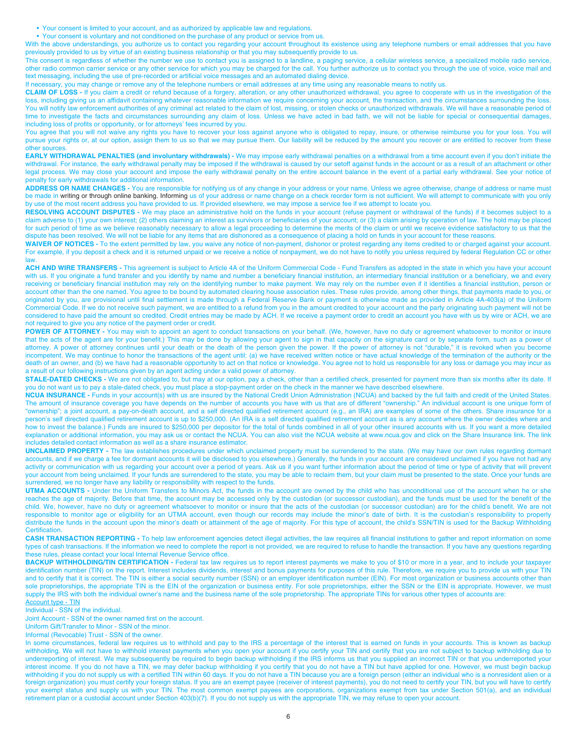- Your consent is limited to your account, and as authorized by applicable law and regulations.
- Your consent is voluntary and not conditioned on the purchase of any product or service from us.

With the above understandings, you authorize us to contact you regarding your account throughout its existence using any telephone numbers or email addresses that you have previously provided to us by virtue of an existing business relationship or that you may subsequently provide to us.

This consent is regardless of whether the number we use to contact you is assigned to a landline, a paging service, a cellular wireless service, a specialized mobile radio service, other radio common carrier service or any other service for which you may be charged for the call. You further authorize us to contact you through the use of voice, voice mail and text messaging, including the use of pre-recorded or artificial voice messages and an automated dialing device.

If necessary, you may change or remove any of the telephone numbers or email addresses at any time using any reasonable means to notify us.

**CLAIM OF LOSS -** If you claim a credit or refund because of a forgery, alteration, or any other unauthorized withdrawal, you agree to cooperate with us in the investigation of the loss, including giving us an affidavit containing whatever reasonable information we require concerning your account, the transaction, and the circumstances surrounding the loss. You will notify law enforcement authorities of any criminal act related to the claim of lost, missing, or stolen checks or unauthorized withdrawals. We will have a reasonable period of time to investigate the facts and circumstances surrounding any claim of loss. Unless we have acted in bad faith, we will not be liable for special or consequential damages, including loss of profits or opportunity, or for attorneys' fees incurred by you.

You agree that you will not waive any rights you have to recover your loss against anyone who is obligated to repay, insure, or otherwise reimburse you for your loss. You will pursue your rights or, at our option, assign them to us so that we may pursue them. Our liability will be reduced by the amount you recover or are entitled to recover from these other sources.

**EARLY WITHDRAWAL PENALTIES (and involuntary withdrawals) -** We may impose early withdrawal penalties on a withdrawal from a time account even if you don't initiate the withdrawal. For instance, the early withdrawal penalty may be imposed if the withdrawal is caused by our setoff against funds in the account or as a result of an attachment or other legal process. We may close your account and impose the early withdrawal penalty on the entire account balance in the event of a partial early withdrawal. See your notice of penalty for early withdrawals for additional information.

**ADDRESS OR NAME CHANGES -** You are responsible for notifying us of any change in your address or your name. Unless we agree otherwise, change of address or name must be made in writing or through online banking. Informing us of your address or name change on a check reorder form is not sufficient. We will attempt to communicate with you only by use of the most recent address you have provided to us. If provided elsewhere, we may impose a service fee if we attempt to locate you.

**RESOLVING ACCOUNT DISPUTES -** We may place an administrative hold on the funds in your account (refuse payment or withdrawal of the funds) if it becomes subject to a claim adverse to (1) your own interest; (2) others claiming an interest as survivors or beneficiaries of your account; or (3) a claim arising by operation of law. The hold may be placed for such period of time as we believe reasonably necessary to allow a legal proceeding to determine the merits of the claim or until we receive evidence satisfactory to us that the dispute has been resolved. We will not be liable for any items that are dishonored as a consequence of placing a hold on funds in your account for these reasons.

**WAIVER OF NOTICES -** To the extent permitted by law, you waive any notice of non-payment, dishonor or protest regarding any items credited to or charged against your account. For example, if you deposit a check and it is returned unpaid or we receive a notice of nonpayment, we do not have to notify you unless required by federal Regulation CC or other law.

**ACH AND WIRE TRANSFERS -** This agreement is subject to Article 4A of the Uniform Commercial Code - Fund Transfers as adopted in the state in which you have your account with us. If you originate a fund transfer and you identify by name and number a beneficiary financial institution, an intermediary financial institution or a beneficiary, we and every receiving or beneficiary financial institution may rely on the identifying number to make payment. We may rely on the number even if it identifies a financial institution, person or account other than the one named. You agree to be bound by automated clearing house association rules. These rules provide, among other things, that payments made to you, or originated by you, are provisional until final settlement is made through a Federal Reserve Bank or payment is otherwise made as provided in Article 4A-403(a) of the Uniform Commercial Code. If we do not receive such payment, we are entitled to a refund from you in the amount credited to your account and the party originating such payment will not be considered to have paid the amount so credited. Credit entries may be made by ACH. If we receive a payment order to credit an account you have with us by wire or ACH, we are not required to give you any notice of the payment order or credit.

**POWER OF ATTORNEY -** You may wish to appoint an agent to conduct transactions on your behalf. (We, however, have no duty or agreement whatsoever to monitor or insure that the acts of the agent are for your benefit.) This may be done by allowing your agent to sign in that capacity on the signature card or by separate form, such as a power of attorney. A power of attorney continues until your death or the death of the person given the power. If the power of attorney is not "durable," it is revoked when you become incompetent. We may continue to honor the transactions of the agent until: (a) we have received written notice or have actual knowledge of the termination of the authority or the death of an owner, and (b) we have had a reasonable opportunity to act on that notice or knowledge. You agree not to hold us responsible for any loss or damage you may incur as a result of our following instructions given by an agent acting under a valid power of attorney.

**STALE-DATED CHECKS -** We are not obligated to, but may at our option, pay a check, other than a certified check, presented for payment more than six months after its date. If you do not want us to pay a stale-dated check, you must place a stop-payment order on the check in the manner we have described elsewhere.

**NCUA INSURANCE -** Funds in your account(s) with us are insured by the National Credit Union Administration (NCUA) and backed by the full faith and credit of the United States. The amount of insurance coverage you have depends on the number of accounts you have with us that are of different "ownership." An individual account is one unique form of "ownership"; a joint account, a pay-on-death account, and a self directed qualified retirement account (e.g., an IRA) are examples of some of the others. Share insurance for a person's self directed qualified retirement account is up to $250,000. (An IRA is a self directed qualified retirement account as is any account where the owner decides where and how to invest the balance.) Funds are insured to $250,000 per depositor for the total of funds combined in all of your other insured accounts with us. If you want a more detailed explanation or additional information, you may ask us or contact the NCUA. You can also visit the NCUA website at www.ncua.gov and click on the Share Insurance link. The link includes detailed contact information as well as a share insurance estimator.

**UNCLAIMED PROPERTY -** The law establishes procedures under which unclaimed property must be surrendered to the state. (We may have our own rules regarding dormant accounts, and if we charge a fee for dormant accounts it will be disclosed to you elsewhere.) Generally, the funds in your account are considered unclaimed if you have not had any activity or communication with us regarding your account over a period of years. Ask us if you want further information about the period of time or type of activity that will prevent your account from being unclaimed. If your funds are surrendered to the state, you may be able to reclaim them, but your claim must be presented to the state. Once your funds are surrendered, we no longer have any liability or responsibility with respect to the funds.

**UTMA ACCOUNTS -** Under the Uniform Transfers to Minors Act, the funds in the account are owned by the child who has unconditional use of the account when he or she reaches the age of majority. Before that time, the account may be accessed only by the custodian (or successor custodian), and the funds must be used for the benefit of the child. We, however, have no duty or agreement whatsoever to monitor or insure that the acts of the custodian (or successor custodian) are for the child's benefit. We are not responsible to monitor age or eligibility for an UTMA account, even though our records may include the minor's date of birth. It is the custodian's responsibility to properly distribute the funds in the account upon the minor's death or attainment of the age of majority. For this type of account, the child's SSN/TIN is used for the Backup Withholding Certification.

**CASH TRANSACTION REPORTING -** To help law enforcement agencies detect illegal activities, the law requires all financial institutions to gather and report information on some types of cash transactions. If the information we need to complete the report is not provided, we are required to refuse to handle the transaction. If you have any questions regarding these rules, please contact your local Internal Revenue Service office.

**BACKUP WITHHOLDING/TIN CERTIFICATION -** Federal tax law requires us to report interest payments we make to you of $10 or more in a year, and to include your taxpayer identification number (TIN) on the report. Interest includes dividends, interest and bonus payments for purposes of this rule. Therefore, we require you to provide us with your TIN and to certify that it is correct. The TIN is either a social security number (SSN) or an employer identification number (EIN). For most organization or business accounts other than sole proprietorships, the appropriate TIN is the EIN of the organization or business entity. For sole proprietorships, either the SSN or the EIN is appropriate. However, we must supply the IRS with both the individual owner's name and the business name of the sole proprietorship. The appropriate TINs for various other types of accounts are:

Account type - TIN

Individual - SSN of the individual.

Joint Account - SSN of the owner named first on the account.

Uniform Gift/Transfer to Minor - SSN of the minor.

Informal (Revocable) Trust - SSN of the owner.

In some circumstances, federal law requires us to withhold and pay to the IRS a percentage of the interest that is earned on funds in your accounts. This is known as backup withholding. We will not have to withhold interest payments when you open your account if you certify your TIN and certify that you are not subject to backup withholding due to underreporting of interest. We may subsequently be required to begin backup withholding if the IRS informs us that you supplied an incorrect TIN or that you underreported your interest income. If you do not have a TIN, we may defer backup withholding if you certify that you do not have a TIN but have applied for one. However, we must begin backup withholding if you do not supply us with a certified TIN within 60 days. If you do not have a TIN because you are a foreign person (either an individual who is a nonresident alien or a foreign organization) you must certify your foreign status. If you are an exempt payee (receiver of interest payments), you do not need to certify your TIN, but you will have to certify your exempt status and supply us with your TIN. The most common exempt payees are corporations, organizations exempt from tax under Section 501(a), and an individual retirement plan or a custodial account under Section 403(b)(7). If you do not supply us with the appropriate TIN, we may refuse to open your account.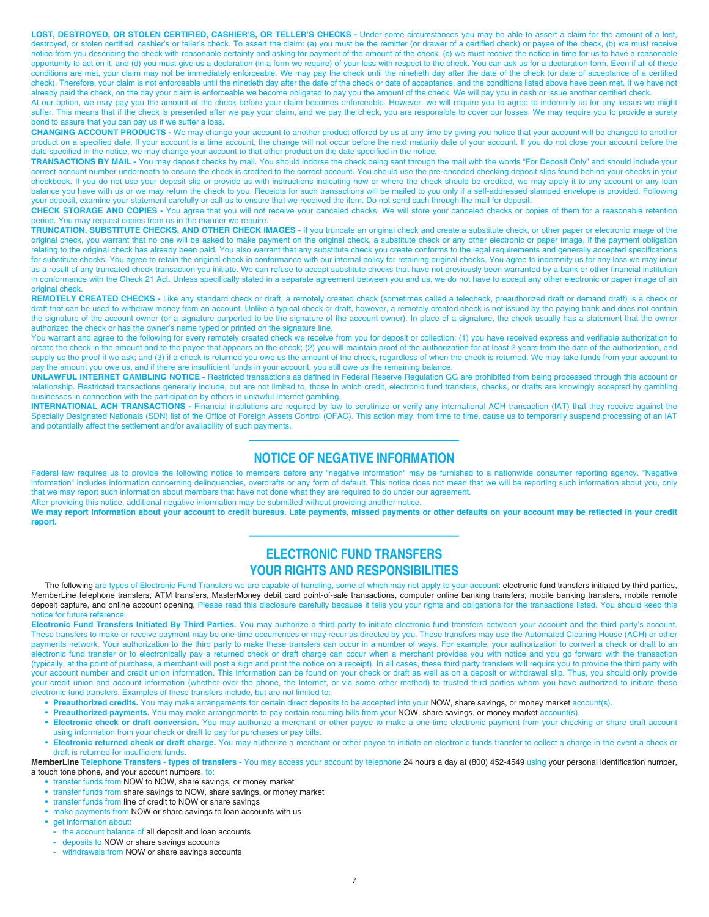**LOST, DESTROYED, OR STOLEN CERTIFIED, CASHIER'S, OR TELLER'S CHECKS -** Under some circumstances you may be able to assert a claim for the amount of a lost, destroyed, or stolen certified, cashier's or teller's check. To assert the claim: (a) you must be the remitter (or drawer of a certified check) or payee of the check, (b) we must receive notice from you describing the check with reasonable certainty and asking for payment of the amount of the check, (c) we must receive the notice in time for us to have a reasonable opportunity to act on it, and (d) you must give us a declaration (in a form we require) of your loss with respect to the check. You can ask us for a declaration form. Even if all of these conditions are met, your claim may not be immediately enforceable. We may pay the check until the ninetieth day after the date of the check (or date of acceptance of a certified check). Therefore, your claim is not enforceable until the ninetieth day after the date of the check or date of acceptance, and the conditions listed above have been met. If we have not already paid the check, on the day your claim is enforceable we become obligated to pay you the amount of the check. We will pay you in cash or issue another certified check.

At our option, we may pay you the amount of the check before your claim becomes enforceable. However, we will require you to agree to indemnify us for any losses we might suffer. This means that if the check is presented after we pay your claim, and we pay the check, you are responsible to cover our losses. We may require you to provide a surety bond to assure that you can pay us if we suffer a loss.

**CHANGING ACCOUNT PRODUCTS -** We may change your account to another product offered by us at any time by giving you notice that your account will be changed to another product on a specified date. If your account is a time account, the change will not occur before the next maturity date of your account. If you do not close your account before the date specified in the notice, we may change your account to that other product on the date specified in the notice.

**TRANSACTIONS BY MAIL -** You may deposit checks by mail. You should indorse the check being sent through the mail with the words "For Deposit Only" and should include your correct account number underneath to ensure the check is credited to the correct account. You should use the pre-encoded checking deposit slips found behind your checks in your checkbook. If you do not use your deposit slip or provide us with instructions indicating how or where the check should be credited, we may apply it to any account or any loan balance you have with us or we may return the check to you. Receipts for such transactions will be mailed to you only if a self-addressed stamped envelope is provided. Following your deposit, examine your statement carefully or call us to ensure that we received the item. Do not send cash through the mail for deposit.

**CHECK STORAGE AND COPIES -** You agree that you will not receive your canceled checks. We will store your canceled checks or copies of them for a reasonable retention period. You may request copies from us in the manner we require.

**TRUNCATION, SUBSTITUTE CHECKS, AND OTHER CHECK IMAGES -** If you truncate an original check and create a substitute check, or other paper or electronic image of the original check, you warrant that no one will be asked to make payment on the original check, a substitute check or any other electronic or paper image, if the payment obligation relating to the original check has already been paid. You also warrant that any substitute check you create conforms to the legal requirements and generally accepted specifications for substitute checks. You agree to retain the original check in conformance with our internal policy for retaining original checks. You agree to indemnify us for any loss we may incur as a result of any truncated check transaction you initiate. We can refuse to accept substitute checks that have not previously been warranted by a bank or other financial institution in conformance with the Check 21 Act. Unless specifically stated in a separate agreement between you and us, we do not have to accept any other electronic or paper image of an original check.

**REMOTELY CREATED CHECKS -** Like any standard check or draft, a remotely created check (sometimes called a telecheck, preauthorized draft or demand draft) is a check or draft that can be used to withdraw money from an account. Unlike a typical check or draft, however, a remotely created check is not issued by the paying bank and does not contain the signature of the account owner (or a signature purported to be the signature of the account owner). In place of a signature, the check usually has a statement that the owner authorized the check or has the owner's name typed or printed on the signature line.

You warrant and agree to the following for every remotely created check we receive from you for deposit or collection: (1) you have received express and verifiable authorization to create the check in the amount and to the payee that appears on the check; (2) you will maintain proof of the authorization for at least 2 years from the date of the authorization, and supply us the proof if we ask; and (3) if a check is returned you owe us the amount of the check, regardless of when the check is returned. We may take funds from your account to pay the amount you owe us, and if there are insufficient funds in your account, you still owe us the remaining balance.

**UNLAWFUL INTERNET GAMBLING NOTICE -** Restricted transactions as defined in Federal Reserve Regulation GG are prohibited from being processed through this account or relationship. Restricted transactions generally include, but are not limited to, those in which credit, electronic fund transfers, checks, or drafts are knowingly accepted by gambling businesses in connection with the participation by others in unlawful Internet gambling.

**INTERNATIONAL ACH TRANSACTIONS -** Financial institutions are required by law to scrutinize or verify any international ACH transaction (IAT) that they receive against the Specially Designated Nationals (SDN) list of the Office of Foreign Assets Control (OFAC). This action may, from time to time, cause us to temporarily suspend processing of an IAT and potentially affect the settlement and/or availability of such payments.

---

## NOTICE OF NEGATIVE INFORMATION

Federal law requires us to provide the following notice to members before any "negative information" may be furnished to a nationwide consumer reporting agency. "Negative information" includes information concerning delinquencies, overdrafts or any form of default. This notice does not mean that we will be reporting such information about you, only that we may report such information about members that have not done what they are required to do under our agreement.

After providing this notice, additional negative information may be submitted without providing another notice.

**We may report information about your account to credit bureaus. Late payments, missed payments or other defaults on your account may be reflected in your credit report.**

---

## ELECTRONIC FUND TRANSFERS YOUR RIGHTS AND RESPONSIBILITIES

The following are types of Electronic Fund Transfers we are capable of handling, some of which may not apply to your account: electronic fund transfers initiated by third parties, MemberLine telephone transfers, ATM transfers, MasterMoney debit card point-of-sale transactions, computer online banking transfers, mobile banking transfers, mobile remote deposit capture, and online account opening. Please read this disclosure carefully because it tells you your rights and obligations for the transactions listed. You should keep this notice for future reference.

**Electronic Fund Transfers Initiated By Third Parties.** You may authorize a third party to initiate electronic fund transfers between your account and the third party's account. These transfers to make or receive payment may be one-time occurrences or may recur as directed by you. These transfers may use the Automated Clearing House (ACH) or other payments network. Your authorization to the third party to make these transfers can occur in a number of ways. For example, your authorization to convert a check or draft to an electronic fund transfer or to electronically pay a returned check or draft charge can occur when a merchant provides you with notice and you go forward with the transaction (typically, at the point of purchase, a merchant will post a sign and print the notice on a receipt). In all cases, these third party transfers will require you to provide the third party with your account number and credit union information. This information can be found on your check or draft as well as on a deposit or withdrawal slip. Thus, you should only provide your credit union and account information (whether over the phone, the Internet, or via some other method) to trusted third parties whom you have authorized to initiate these electronic fund transfers. Examples of these transfers include, but are not limited to:

- **Preauthorized credits.** You may make arrangements for certain direct deposits to be accepted into your NOW, share savings, or money market account(s).
- **Preauthorized payments.** You may make arrangements to pay certain recurring bills from your NOW, share savings, or money market account(s).
- **Electronic check or draft conversion.** You may authorize a merchant or other payee to make a one-time electronic payment from your checking or share draft account using information from your check or draft to pay for purchases or pay bills.
- **Electronic returned check or draft charge.** You may authorize a merchant or other payee to initiate an electronic funds transfer to collect a charge in the event a check or draft is returned for insufficient funds.

**MemberLine Telephone Transfers - types of transfers -** You may access your account by telephone 24 hours a day at (800) 452-4549 using your personal identification number, a touch tone phone, and your account numbers, to:

- transfer funds from NOW to NOW, share savings, or money market
- transfer funds from share savings to NOW, share savings, or money market
- transfer funds from line of credit to NOW or share savings
- make payments from NOW or share savings to loan accounts with us
- get information about:
  - the account balance of all deposit and loan accounts
  - deposits to NOW or share savings accounts
  - withdrawals from NOW or share savings accounts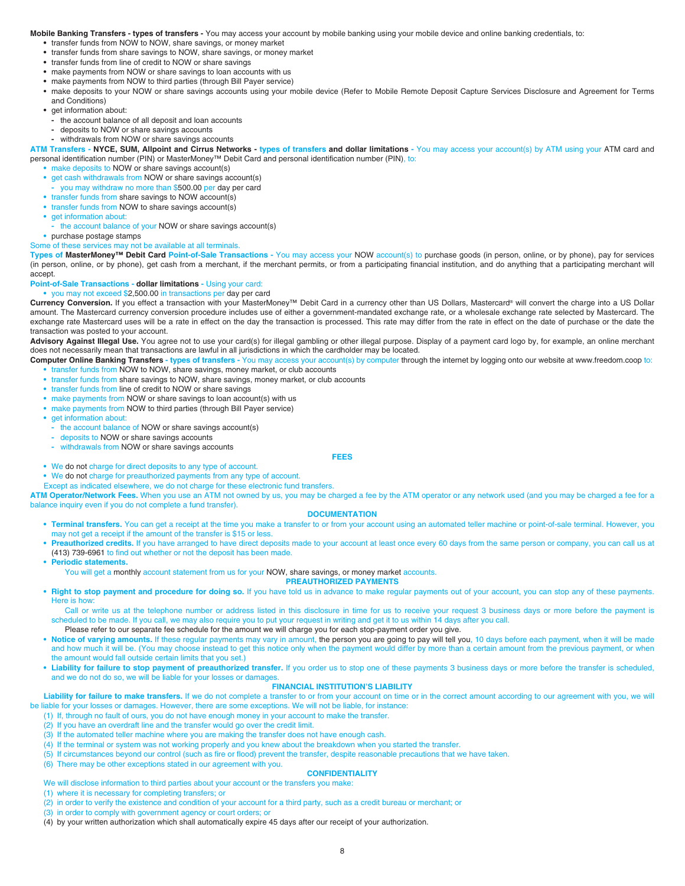**Mobile Banking Transfers - types of transfers -** You may access your account by mobile banking using your mobile device and online banking credentials, to:

- transfer funds from NOW to NOW, share savings, or money market
- transfer funds from share savings to NOW, share savings, or money market
- transfer funds from line of credit to NOW or share savings
- make payments from NOW or share savings to loan accounts with us
- make payments from NOW to third parties (through Bill Payer service)
- make deposits to your NOW or share savings accounts using your mobile device (Refer to Mobile Remote Deposit Capture Services Disclosure and Agreement for Terms and Conditions)
- get information about:
  - the account balance of all deposit and loan accounts
  - deposits to NOW or share savings accounts
  - withdrawals from NOW or share savings accounts

**ATM Transfers - NYCE, SUM, Allpoint and Cirrus Networks - types of transfers and dollar limitations -** You may access your account(s) by ATM using your ATM card and personal identification number (PIN) or MasterMoney™ Debit Card and personal identification number (PIN), to:

- make deposits to NOW or share savings account(s)
- get cash withdrawals from NOW or share savings account(s)
  - you may withdraw no more than $500.00 per day per card
- transfer funds from share savings to NOW account(s)
- transfer funds from NOW to share savings account(s)
- get information about:
  - the account balance of your NOW or share savings account(s)
- purchase postage stamps

Some of these services may not be available at all terminals.

**Types of MasterMoney™ Debit Card Point-of-Sale Transactions -** You may access your NOW account(s) to purchase goods (in person, online, or by phone), pay for services (in person, online, or by phone), get cash from a merchant, if the merchant permits, or from a participating financial institution, and do anything that a participating merchant will accept.

**Point-of-Sale Transactions - dollar limitations -** Using your card:

- you may not exceed $2,500.00 in transactions per day per card

**Currency Conversion.** If you effect a transaction with your MasterMoney™ Debit Card in a currency other than US Dollars, Mastercard® will convert the charge into a US Dollar amount. The Mastercard currency conversion procedure includes use of either a government-mandated exchange rate, or a wholesale exchange rate selected by Mastercard. The exchange rate Mastercard uses will be a rate in effect on the day the transaction is processed. This rate may differ from the rate in effect on the date of purchase or the date the transaction was posted to your account.

**Advisory Against Illegal Use.** You agree not to use your card(s) for illegal gambling or other illegal purpose. Display of a payment card logo by, for example, an online merchant does not necessarily mean that transactions are lawful in all jurisdictions in which the cardholder may be located.

**Computer Online Banking Transfers - types of transfers -** You may access your account(s) by computer through the internet by logging onto our website at www.freedom.coop to:

- transfer funds from NOW to NOW, share savings, money market, or club accounts
- transfer funds from share savings to NOW, share savings, money market, or club accounts
- transfer funds from line of credit to NOW or share savings
- make payments from NOW or share savings to loan account(s) with us
- make payments from NOW to third parties (through Bill Payer service)
- get information about:
  - the account balance of NOW or share savings account(s)
  - deposits to NOW or share savings accounts
  - withdrawals from NOW or share savings accounts

## FEES

- We do not charge for direct deposits to any type of account.
- We do not charge for preauthorized payments from any type of account.

Except as indicated elsewhere, we do not charge for these electronic fund transfers.

**ATM Operator/Network Fees.** When you use an ATM not owned by us, you may be charged a fee by the ATM operator or any network used (and you may be charged a fee for a balance inquiry even if you do not complete a fund transfer).

## DOCUMENTATION

- **Terminal transfers.** You can get a receipt at the time you make a transfer to or from your account using an automated teller machine or point-of-sale terminal. However, you may not get a receipt if the amount of the transfer is $15 or less.
- **Preauthorized credits.** If you have arranged to have direct deposits made to your account at least once every 60 days from the same person or company, you can call us at (413) 739-6961 to find out whether or not the deposit has been made.
- **Periodic statements.**

  You will get a monthly account statement from us for your NOW, share savings, or money market accounts.

## PREAUTHORIZED PAYMENTS

- **Right to stop payment and procedure for doing so.** If you have told us in advance to make regular payments out of your account, you can stop any of these payments. Here is how:

  Call or write us at the telephone number or address listed in this disclosure in time for us to receive your request 3 business days or more before the payment is scheduled to be made. If you call, we may also require you to put your request in writing and get it to us within 14 days after you call.

  Please refer to our separate fee schedule for the amount we will charge you for each stop-payment order you give.
- **Notice of varying amounts.** If these regular payments may vary in amount, the person you are going to pay will tell you, 10 days before each payment, when it will be made and how much it will be. (You may choose instead to get this notice only when the payment would differ by more than a certain amount from the previous payment, or when the amount would fall outside certain limits that you set.)
- **Liability for failure to stop payment of preauthorized transfer.** If you order us to stop one of these payments 3 business days or more before the transfer is scheduled, and we do not do so, we will be liable for your losses or damages.

## FINANCIAL INSTITUTION'S LIABILITY

**Liability for failure to make transfers.** If we do not complete a transfer to or from your account on time or in the correct amount according to our agreement with you, we will be liable for your losses or damages. However, there are some exceptions. We will not be liable, for instance:

(1) If, through no fault of ours, you do not have enough money in your account to make the transfer.
(2) If you have an overdraft line and the transfer would go over the credit limit.
(3) If the automated teller machine where you are making the transfer does not have enough cash.
(4) If the terminal or system was not working properly and you knew about the breakdown when you started the transfer.
(5) If circumstances beyond our control (such as fire or flood) prevent the transfer, despite reasonable precautions that we have taken.
(6) There may be other exceptions stated in our agreement with you.

## CONFIDENTIALITY

We will disclose information to third parties about your account or the transfers you make:

(1) where it is necessary for completing transfers; or
(2) in order to verify the existence and condition of your account for a third party, such as a credit bureau or merchant; or
(3) in order to comply with government agency or court orders; or
(4) by your written authorization which shall automatically expire 45 days after our receipt of your authorization.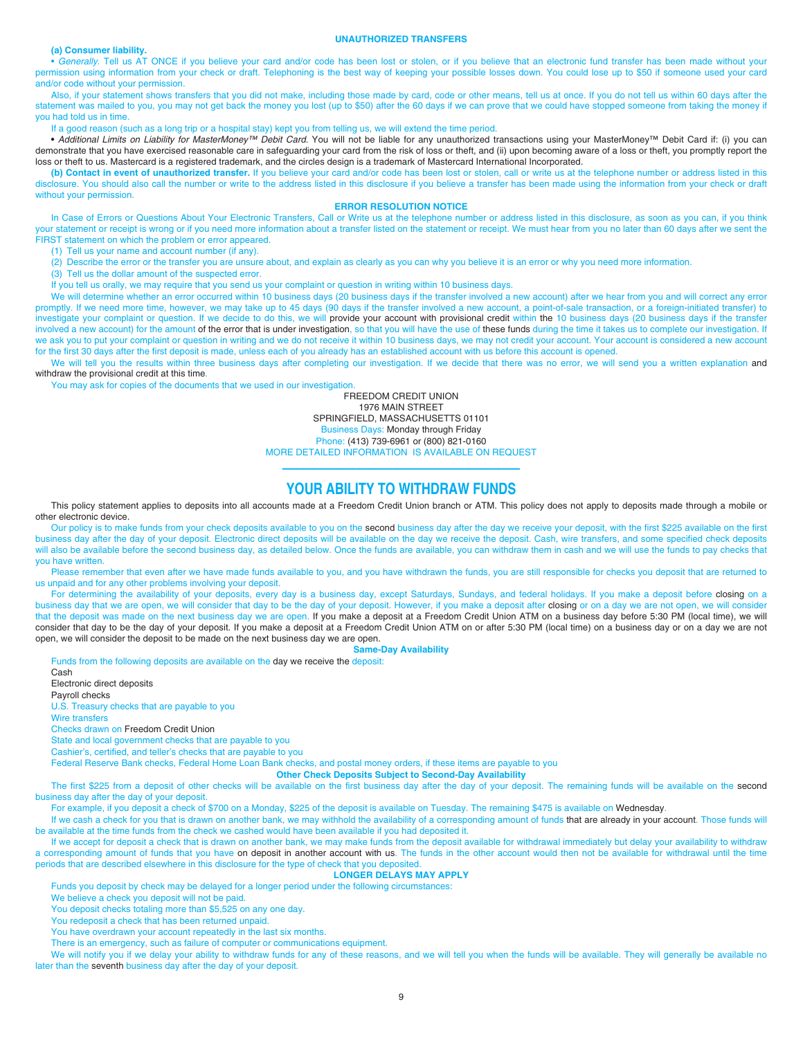## UNAUTHORIZED TRANSFERS

**(a) Consumer liability.**

• *Generally.* Tell us AT ONCE if you believe your card and/or code has been lost or stolen, or if you believe that an electronic fund transfer has been made without your permission using information from your check or draft. Telephoning is the best way of keeping your possible losses down. You could lose up to $50 if someone used your card and/or code without your permission.

Also, if your statement shows transfers that you did not make, including those made by card, code or other means, tell us at once. If you do not tell us within 60 days after the statement was mailed to you, you may not get back the money you lost (up to $50) after the 60 days if we can prove that we could have stopped someone from taking the money if you had told us in time.

If a good reason (such as a long trip or a hospital stay) kept you from telling us, we will extend the time period.

• *Additional Limits on Liability for MasterMoney™ Debit Card.* You will not be liable for any unauthorized transactions using your MasterMoney™ Debit Card if: (i) you can demonstrate that you have exercised reasonable care in safeguarding your card from the risk of loss or theft, and (ii) upon becoming aware of a loss or theft, you promptly report the loss or theft to us. Mastercard is a registered trademark, and the circles design is a trademark of Mastercard International Incorporated.

**(b) Contact in event of unauthorized transfer.** If you believe your card and/or code has been lost or stolen, call or write us at the telephone number or address listed in this disclosure. You should also call the number or write to the address listed in this disclosure if you believe a transfer has been made using the information from your check or draft without your permission.

## ERROR RESOLUTION NOTICE

In Case of Errors or Questions About Your Electronic Transfers, Call or Write us at the telephone number or address listed in this disclosure, as soon as you can, if you think your statement or receipt is wrong or if you need more information about a transfer listed on the statement or receipt. We must hear from you no later than 60 days after we sent the FIRST statement on which the problem or error appeared.

(1) Tell us your name and account number (if any).

(2) Describe the error or the transfer you are unsure about, and explain as clearly as you can why you believe it is an error or why you need more information.

(3) Tell us the dollar amount of the suspected error.

If you tell us orally, we may require that you send us your complaint or question in writing within 10 business days.

We will determine whether an error occurred within 10 business days (20 business days if the transfer involved a new account) after we hear from you and will correct any error promptly. If we need more time, however, we may take up to 45 days (90 days if the transfer involved a new account, a point-of-sale transaction, or a foreign-initiated transfer) to investigate your complaint or question. If we decide to do this, we will provide your account with provisional credit within the 10 business days (20 business days if the transfer involved a new account) for the amount of the error that is under investigation, so that you will have the use of these funds during the time it takes us to complete our investigation. If we ask you to put your complaint or question in writing and we do not receive it within 10 business days, we may not credit your account. Your account is considered a new account for the first 30 days after the first deposit is made, unless each of you already has an established account with us before this account is opened.

We will tell you the results within three business days after completing our investigation. If we decide that there was no error, we will send you a written explanation and withdraw the provisional credit at this time.

You may ask for copies of the documents that we used in our investigation.

FREEDOM CREDIT UNION
1976 MAIN STREET
SPRINGFIELD, MASSACHUSETTS 01101
Business Days: Monday through Friday
Phone: (413) 739-6961 or (800) 821-0160
MORE DETAILED INFORMATION IS AVAILABLE ON REQUEST

# YOUR ABILITY TO WITHDRAW FUNDS

This policy statement applies to deposits into all accounts made at a Freedom Credit Union branch or ATM. This policy does not apply to deposits made through a mobile or other electronic device.

Our policy is to make funds from your check deposits available to you on the second business day after the day we receive your deposit, with the first $225 available on the first business day after the day of your deposit. Electronic direct deposits will be available on the day we receive the deposit. Cash, wire transfers, and some specified check deposits will also be available before the second business day, as detailed below. Once the funds are available, you can withdraw them in cash and we will use the funds to pay checks that you have written.

Please remember that even after we have made funds available to you, and you have withdrawn the funds, you are still responsible for checks you deposit that are returned to us unpaid and for any other problems involving your deposit.

For determining the availability of your deposits, every day is a business day, except Saturdays, Sundays, and federal holidays. If you make a deposit before closing on a business day that we are open, we will consider that day to be the day of your deposit. However, if you make a deposit after closing or on a day we are not open, we will consider that the deposit was made on the next business day we are open. If you make a deposit at a Freedom Credit Union ATM on a business day before 5:30 PM (local time), we will consider that day to be the day of your deposit. If you make a deposit at a Freedom Credit Union ATM on or after 5:30 PM (local time) on a business day or on a day we are not open, we will consider the deposit to be made on the next business day we are open.

### Same-Day Availability

Funds from the following deposits are available on the day we receive the deposit:

Cash
Electronic direct deposits
Payroll checks
U.S. Treasury checks that are payable to you
Wire transfers
Checks drawn on Freedom Credit Union
State and local government checks that are payable to you
Cashier's, certified, and teller's checks that are payable to you
Federal Reserve Bank checks, Federal Home Loan Bank checks, and postal money orders, if these items are payable to you

### Other Check Deposits Subject to Second-Day Availability

The first $225 from a deposit of other checks will be available on the first business day after the day of your deposit. The remaining funds will be available on the second business day after the day of your deposit.

For example, if you deposit a check of $700 on a Monday, $225 of the deposit is available on Tuesday. The remaining $475 is available on Wednesday.

If we cash a check for you that is drawn on another bank, we may withhold the availability of a corresponding amount of funds that are already in your account. Those funds will be available at the time funds from the check we cashed would have been available if you had deposited it.

If we accept for deposit a check that is drawn on another bank, we may make funds from the deposit available for withdrawal immediately but delay your availability to withdraw a corresponding amount of funds that you have on deposit in another account with us. The funds in the other account would then not be available for withdrawal until the time periods that are described elsewhere in this disclosure for the type of check that you deposited.

### LONGER DELAYS MAY APPLY

Funds you deposit by check may be delayed for a longer period under the following circumstances:

We believe a check you deposit will not be paid.
You deposit checks totaling more than $5,525 on any one day.
You redeposit a check that has been returned unpaid.
You have overdrawn your account repeatedly in the last six months.
There is an emergency, such as failure of computer or communications equipment.

We will notify you if we delay your ability to withdraw funds for any of these reasons, and we will tell you when the funds will be available. They will generally be available no later than the seventh business day after the day of your deposit.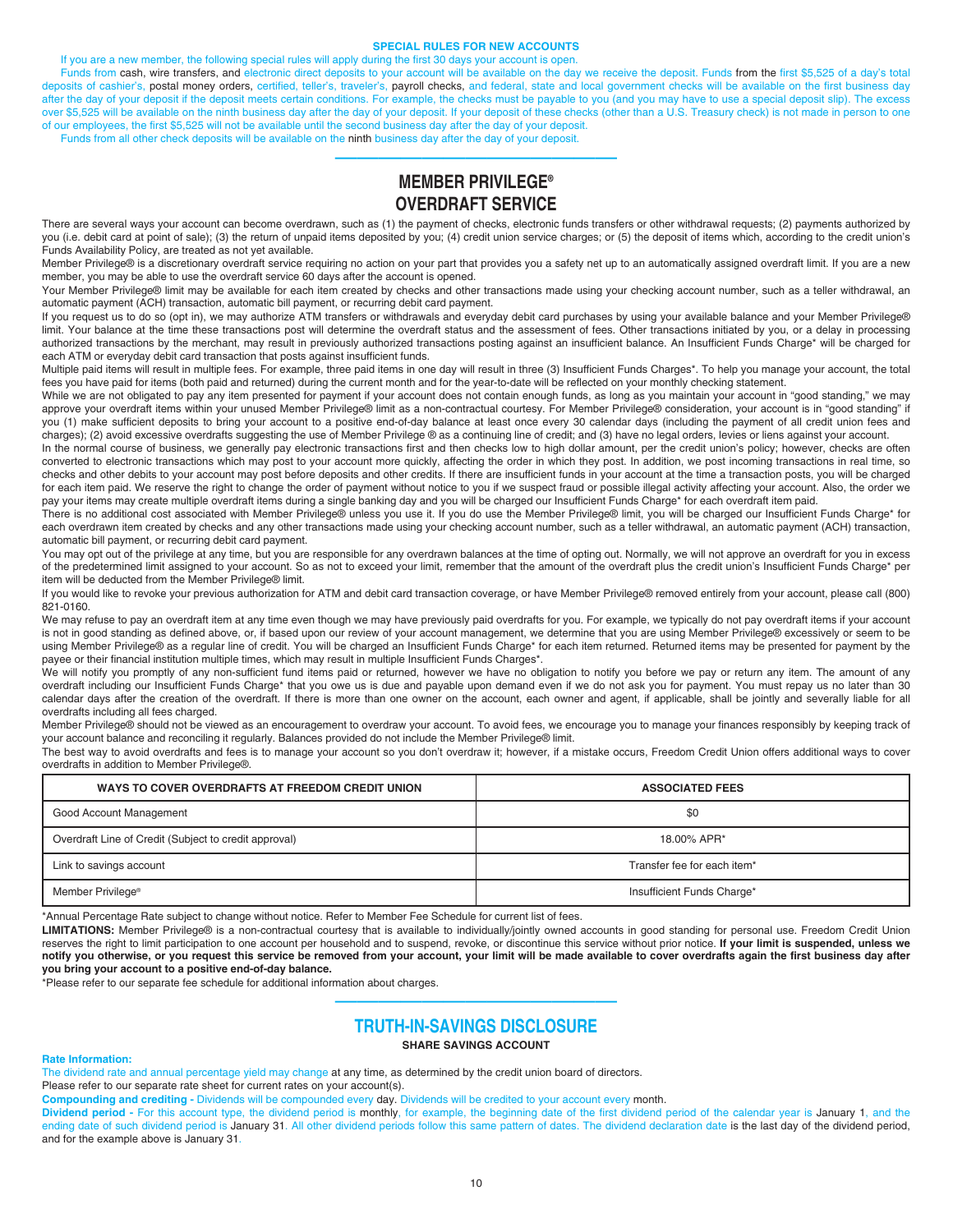### SPECIAL RULES FOR NEW ACCOUNTS

If you are a new member, the following special rules will apply during the first 30 days your account is open.

Funds from cash, wire transfers, and electronic direct deposits to your account will be available on the day we receive the deposit. Funds from the first $5,525 of a day's total deposits of cashier's, postal money orders, certified, teller's, traveler's, payroll checks, and federal, state and local government checks will be available on the first business day after the day of your deposit if the deposit meets certain conditions. For example, the checks must be payable to you (and you may have to use a special deposit slip). The excess over $5,525 will be available on the ninth business day after the day of your deposit. If your deposit of these checks (other than a U.S. Treasury check) is not made in person to one of our employees, the first $5,525 will not be available until the second business day after the day of your deposit.

Funds from all other check deposits will be available on the ninth business day after the day of your deposit.

## MEMBER PRIVILEGE® OVERDRAFT SERVICE

There are several ways your account can become overdrawn, such as (1) the payment of checks, electronic funds transfers or other withdrawal requests; (2) payments authorized by you (i.e. debit card at point of sale); (3) the return of unpaid items deposited by you; (4) credit union service charges; or (5) the deposit of items which, according to the credit union's Funds Availability Policy, are treated as not yet available.

Member Privilege® is a discretionary overdraft service requiring no action on your part that provides you a safety net up to an automatically assigned overdraft limit. If you are a new member, you may be able to use the overdraft service 60 days after the account is opened.

Your Member Privilege® limit may be available for each item created by checks and other transactions made using your checking account number, such as a teller withdrawal, an automatic payment (ACH) transaction, automatic bill payment, or recurring debit card payment.

If you request us to do so (opt in), we may authorize ATM transfers or withdrawals and everyday debit card purchases by using your available balance and your Member Privilege® limit. Your balance at the time these transactions post will determine the overdraft status and the assessment of fees. Other transactions initiated by you, or a delay in processing authorized transactions by the merchant, may result in previously authorized transactions posting against an insufficient balance. An Insufficient Funds Charge* will be charged for each ATM or everyday debit card transaction that posts against insufficient funds.

Multiple paid items will result in multiple fees. For example, three paid items in one day will result in three (3) Insufficient Funds Charges*. To help you manage your account, the total fees you have paid for items (both paid and returned) during the current month and for the year-to-date will be reflected on your monthly checking statement.

While we are not obligated to pay any item presented for payment if your account does not contain enough funds, as long as you maintain your account in "good standing," we may approve your overdraft items within your unused Member Privilege® limit as a non-contractual courtesy. For Member Privilege® consideration, your account is in "good standing" if you (1) make sufficient deposits to bring your account to a positive end-of-day balance at least once every 30 calendar days (including the payment of all credit union fees and charges); (2) avoid excessive overdrafts suggesting the use of Member Privilege ® as a continuing line of credit; and (3) have no legal orders, levies or liens against your account.

In the normal course of business, we generally pay electronic transactions first and then checks low to high dollar amount, per the credit union's policy; however, checks are often converted to electronic transactions which may post to your account more quickly, affecting the order in which they post. In addition, we post incoming transactions in real time, so checks and other debits to your account may post before deposits and other credits. If there are insufficient funds in your account at the time a transaction posts, you will be charged for each item paid. We reserve the right to change the order of payment without notice to you if we suspect fraud or possible illegal activity affecting your account. Also, the order we pay your items may create multiple overdraft items during a single banking day and you will be charged our Insufficient Funds Charge* for each overdraft item paid.

There is no additional cost associated with Member Privilege® unless you use it. If you do use the Member Privilege® limit, you will be charged our Insufficient Funds Charge* for each overdrawn item created by checks and any other transactions made using your checking account number, such as a teller withdrawal, an automatic payment (ACH) transaction, automatic bill payment, or recurring debit card payment.

You may opt out of the privilege at any time, but you are responsible for any overdrawn balances at the time of opting out. Normally, we will not approve an overdraft for you in excess of the predetermined limit assigned to your account. So as not to exceed your limit, remember that the amount of the overdraft plus the credit union's Insufficient Funds Charge* per item will be deducted from the Member Privilege® limit.

If you would like to revoke your previous authorization for ATM and debit card transaction coverage, or have Member Privilege® removed entirely from your account, please call (800) 821-0160.

We may refuse to pay an overdraft item at any time even though we may have previously paid overdrafts for you. For example, we typically do not pay overdraft items if your account is not in good standing as defined above, or, if based upon our review of your account management, we determine that you are using Member Privilege® excessively or seem to be using Member Privilege® as a regular line of credit. You will be charged an Insufficient Funds Charge* for each item returned. Returned items may be presented for payment by the payee or their financial institution multiple times, which may result in multiple Insufficient Funds Charges*.

We will notify you promptly of any non-sufficient fund items paid or returned, however we have no obligation to notify you before we pay or return any item. The amount of any overdraft including our Insufficient Funds Charge* that you owe us is due and payable upon demand even if we do not ask you for payment. You must repay us no later than 30 calendar days after the creation of the overdraft. If there is more than one owner on the account, each owner and agent, if applicable, shall be jointly and severally liable for all overdrafts including all fees charged.

Member Privilege® should not be viewed as an encouragement to overdraw your account. To avoid fees, we encourage you to manage your finances responsibly by keeping track of your account balance and reconciling it regularly. Balances provided do not include the Member Privilege® limit.

The best way to avoid overdrafts and fees is to manage your account so you don't overdraw it; however, if a mistake occurs, Freedom Credit Union offers additional ways to cover overdrafts in addition to Member Privilege®.

| WAYS TO COVER OVERDRAFTS AT FREEDOM CREDIT UNION | ASSOCIATED FEES |
|---|---|
| Good Account Management | $0 |
| Overdraft Line of Credit (Subject to credit approval) | 18.00% APR* |
| Link to savings account | Transfer fee for each item* |
| Member Privilege® | Insufficient Funds Charge* |

*Annual Percentage Rate subject to change without notice. Refer to Member Fee Schedule for current list of fees.

**LIMITATIONS:** Member Privilege® is a non-contractual courtesy that is available to individually/jointly owned accounts in good standing for personal use. Freedom Credit Union reserves the right to limit participation to one account per household and to suspend, revoke, or discontinue this service without prior notice. **If your limit is suspended, unless we notify you otherwise, or you request this service be removed from your account, your limit will be made available to cover overdrafts again the first business day after you bring your account to a positive end-of-day balance.**

*Please refer to our separate fee schedule for additional information about charges.

## TRUTH-IN-SAVINGS DISCLOSURE

### SHARE SAVINGS ACCOUNT

**Rate Information:**
The dividend rate and annual percentage yield may change at any time, as determined by the credit union board of directors.
Please refer to our separate rate sheet for current rates on your account(s).

**Compounding and crediting -** Dividends will be compounded every day. Dividends will be credited to your account every month.

**Dividend period -** For this account type, the dividend period is monthly, for example, the beginning date of the first dividend period of the calendar year is January 1, and the ending date of such dividend period is January 31. All other dividend periods follow this same pattern of dates. The dividend declaration date is the last day of the dividend period, and for the example above is January 31.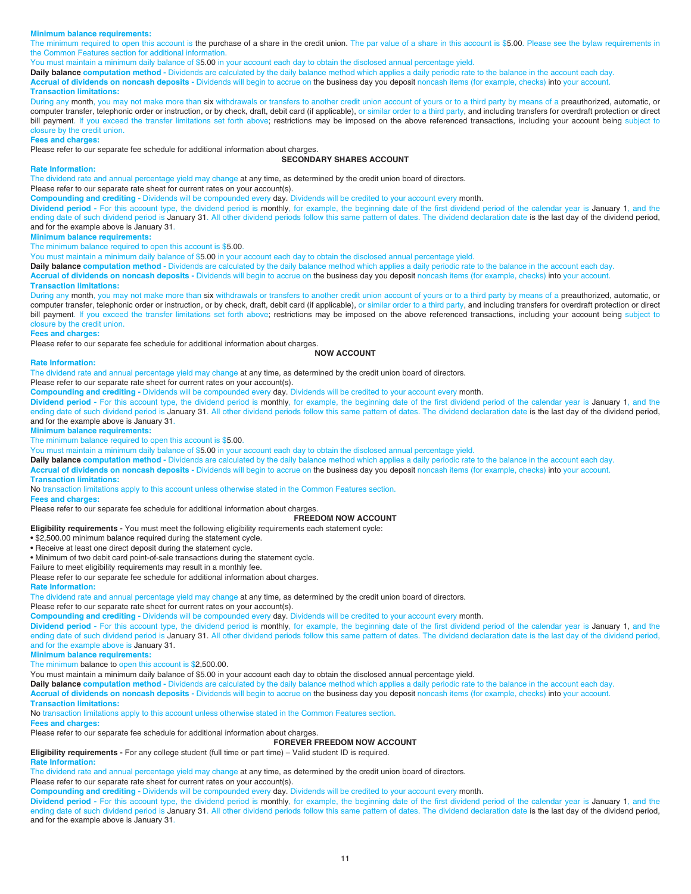**Minimum balance requirements:**

The minimum required to open this account is the purchase of a share in the credit union. The par value of a share in this account is $5.00. Please see the bylaw requirements in the Common Features section for additional information.

You must maintain a minimum daily balance of $5.00 in your account each day to obtain the disclosed annual percentage yield.

**Daily balance computation method -** Dividends are calculated by the daily balance method which applies a daily periodic rate to the balance in the account each day.

**Accrual of dividends on noncash deposits -** Dividends will begin to accrue on the business day you deposit noncash items (for example, checks) into your account.

**Transaction limitations:**

During any month, you may not make more than six withdrawals or transfers to another credit union account of yours or to a third party by means of a preauthorized, automatic, or computer transfer, telephonic order or instruction, or by check, draft, debit card (if applicable), or similar order to a third party, and including transfers for overdraft protection or direct bill payment. If you exceed the transfer limitations set forth above; restrictions may be imposed on the above referenced transactions, including your account being subject to closure by the credit union.

**Fees and charges:**

Please refer to our separate fee schedule for additional information about charges.

## SECONDARY SHARES ACCOUNT

**Rate Information:**

The dividend rate and annual percentage yield may change at any time, as determined by the credit union board of directors.

Please refer to our separate rate sheet for current rates on your account(s).

**Compounding and crediting -** Dividends will be compounded every day. Dividends will be credited to your account every month.

**Dividend period -** For this account type, the dividend period is monthly, for example, the beginning date of the first dividend period of the calendar year is January 1, and the ending date of such dividend period is January 31. All other dividend periods follow this same pattern of dates. The dividend declaration date is the last day of the dividend period, and for the example above is January 31.

**Minimum balance requirements:**

The minimum balance required to open this account is $5.00.

You must maintain a minimum daily balance of $5.00 in your account each day to obtain the disclosed annual percentage yield.

**Daily balance computation method -** Dividends are calculated by the daily balance method which applies a daily periodic rate to the balance in the account each day.

**Accrual of dividends on noncash deposits -** Dividends will begin to accrue on the business day you deposit noncash items (for example, checks) into your account.

**Transaction limitations:**

During any month, you may not make more than six withdrawals or transfers to another credit union account of yours or to a third party by means of a preauthorized, automatic, or computer transfer, telephonic order or instruction, or by check, draft, debit card (if applicable), or similar order to a third party, and including transfers for overdraft protection or direct bill payment. If you exceed the transfer limitations set forth above; restrictions may be imposed on the above referenced transactions, including your account being subject to closure by the credit union.

**Fees and charges:**

Please refer to our separate fee schedule for additional information about charges.

## NOW ACCOUNT

**Rate Information:**

The dividend rate and annual percentage yield may change at any time, as determined by the credit union board of directors.

Please refer to our separate rate sheet for current rates on your account(s).

**Compounding and crediting -** Dividends will be compounded every day. Dividends will be credited to your account every month.

**Dividend period -** For this account type, the dividend period is monthly, for example, the beginning date of the first dividend period of the calendar year is January 1, and the ending date of such dividend period is January 31. All other dividend periods follow this same pattern of dates. The dividend declaration date is the last day of the dividend period, and for the example above is January 31.

**Minimum balance requirements:**

The minimum balance required to open this account is $5.00.

You must maintain a minimum daily balance of $5.00 in your account each day to obtain the disclosed annual percentage yield.

**Daily balance computation method -** Dividends are calculated by the daily balance method which applies a daily periodic rate to the balance in the account each day.

**Accrual of dividends on noncash deposits -** Dividends will begin to accrue on the business day you deposit noncash items (for example, checks) into your account.

**Transaction limitations:**

No transaction limitations apply to this account unless otherwise stated in the Common Features section.

**Fees and charges:**

Please refer to our separate fee schedule for additional information about charges.

## FREEDOM NOW ACCOUNT

**Eligibility requirements -** You must meet the following eligibility requirements each statement cycle:

- $2,500.00 minimum balance required during the statement cycle.
- Receive at least one direct deposit during the statement cycle.
- Minimum of two debit card point-of-sale transactions during the statement cycle.

Failure to meet eligibility requirements may result in a monthly fee.

Please refer to our separate fee schedule for additional information about charges.

**Rate Information:**

The dividend rate and annual percentage yield may change at any time, as determined by the credit union board of directors.

Please refer to our separate rate sheet for current rates on your account(s).

**Compounding and crediting -** Dividends will be compounded every day. Dividends will be credited to your account every month.

**Dividend period -** For this account type, the dividend period is monthly, for example, the beginning date of the first dividend period of the calendar year is January 1, and the ending date of such dividend period is January 31. All other dividend periods follow this same pattern of dates. The dividend declaration date is the last day of the dividend period, and for the example above is January 31.

**Minimum balance requirements:**

The minimum balance to open this account is $2,500.00.

You must maintain a minimum daily balance of $5.00 in your account each day to obtain the disclosed annual percentage yield.

**Daily balance computation method -** Dividends are calculated by the daily balance method which applies a daily periodic rate to the balance in the account each day.

**Accrual of dividends on noncash deposits -** Dividends will begin to accrue on the business day you deposit noncash items (for example, checks) into your account.

**Transaction limitations:**

No transaction limitations apply to this account unless otherwise stated in the Common Features section.

**Fees and charges:**

Please refer to our separate fee schedule for additional information about charges.

## FOREVER FREEDOM NOW ACCOUNT

**Eligibility requirements -** For any college student (full time or part time) – Valid student ID is required.

**Rate Information:**

The dividend rate and annual percentage yield may change at any time, as determined by the credit union board of directors.

Please refer to our separate rate sheet for current rates on your account(s).

**Compounding and crediting -** Dividends will be compounded every day. Dividends will be credited to your account every month.

**Dividend period -** For this account type, the dividend period is monthly, for example, the beginning date of the first dividend period of the calendar year is January 1, and the ending date of such dividend period is January 31. All other dividend periods follow this same pattern of dates. The dividend declaration date is the last day of the dividend period, and for the example above is January 31.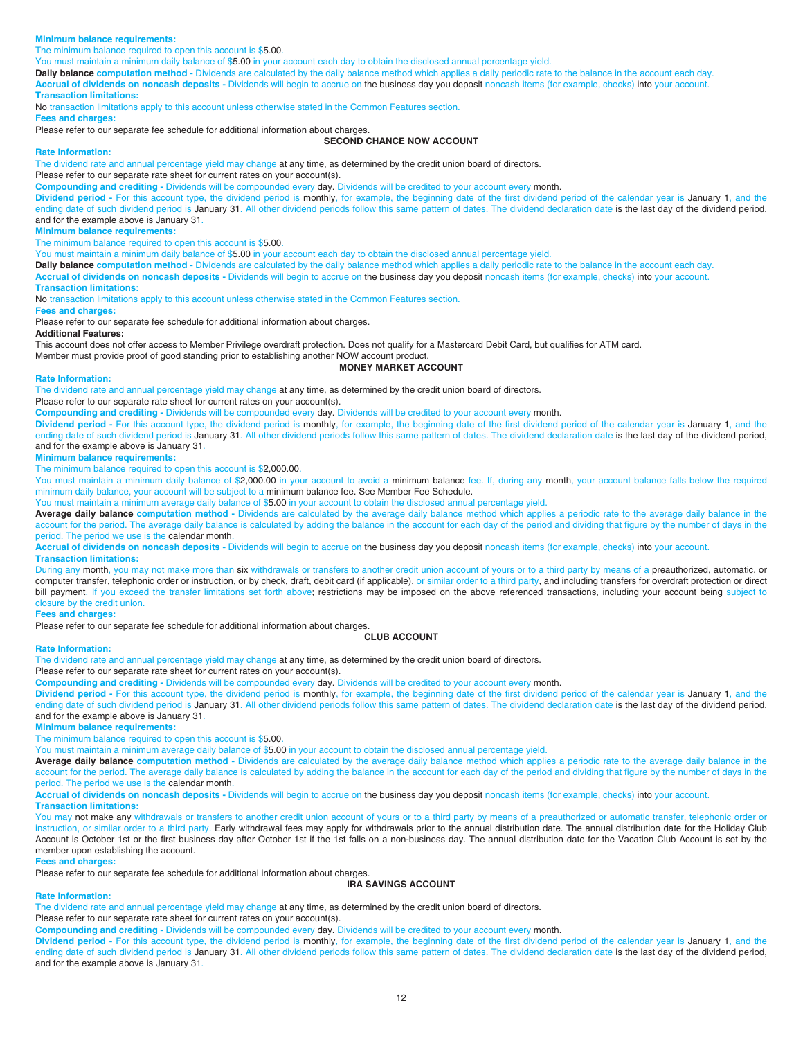**Minimum balance requirements:**

The minimum balance required to open this account is $5.00.

You must maintain a minimum daily balance of $5.00 in your account each day to obtain the disclosed annual percentage yield.

**Daily balance computation method -** Dividends are calculated by the daily balance method which applies a daily periodic rate to the balance in the account each day.

**Accrual of dividends on noncash deposits -** Dividends will begin to accrue on the business day you deposit noncash items (for example, checks) into your account.

**Transaction limitations:**

No transaction limitations apply to this account unless otherwise stated in the Common Features section.

**Fees and charges:**

Please refer to our separate fee schedule for additional information about charges.

## SECOND CHANCE NOW ACCOUNT

**Rate Information:**

The dividend rate and annual percentage yield may change at any time, as determined by the credit union board of directors.

Please refer to our separate rate sheet for current rates on your account(s).

**Compounding and crediting -** Dividends will be compounded every day. Dividends will be credited to your account every month.

**Dividend period -** For this account type, the dividend period is monthly, for example, the beginning date of the first dividend period of the calendar year is January 1, and the ending date of such dividend period is January 31. All other dividend periods follow this same pattern of dates. The dividend declaration date is the last day of the dividend period, and for the example above is January 31.

**Minimum balance requirements:**

The minimum balance required to open this account is $5.00.

You must maintain a minimum daily balance of $5.00 in your account each day to obtain the disclosed annual percentage yield.

**Daily balance computation method -** Dividends are calculated by the daily balance method which applies a daily periodic rate to the balance in the account each day.

**Accrual of dividends on noncash deposits -** Dividends will begin to accrue on the business day you deposit noncash items (for example, checks) into your account.

**Transaction limitations:**

No transaction limitations apply to this account unless otherwise stated in the Common Features section.

**Fees and charges:**

Please refer to our separate fee schedule for additional information about charges.

**Additional Features:**

This account does not offer access to Member Privilege overdraft protection. Does not qualify for a Mastercard Debit Card, but qualifies for ATM card.

Member must provide proof of good standing prior to establishing another NOW account product.

## MONEY MARKET ACCOUNT

**Rate Information:**

The dividend rate and annual percentage yield may change at any time, as determined by the credit union board of directors.

Please refer to our separate rate sheet for current rates on your account(s).

**Compounding and crediting -** Dividends will be compounded every day. Dividends will be credited to your account every month.

**Dividend period -** For this account type, the dividend period is monthly, for example, the beginning date of the first dividend period of the calendar year is January 1, and the ending date of such dividend period is January 31. All other dividend periods follow this same pattern of dates. The dividend declaration date is the last day of the dividend period, and for the example above is January 31.

**Minimum balance requirements:**

The minimum balance required to open this account is $2,000.00.

You must maintain a minimum daily balance of $2,000.00 in your account to avoid a minimum balance fee. If, during any month, your account balance falls below the required minimum daily balance, your account will be subject to a minimum balance fee. See Member Fee Schedule.

You must maintain a minimum average daily balance of $5.00 in your account to obtain the disclosed annual percentage yield.

**Average daily balance computation method -** Dividends are calculated by the average daily balance method which applies a periodic rate to the average daily balance in the account for the period. The average daily balance is calculated by adding the balance in the account for each day of the period and dividing that figure by the number of days in the period. The period we use is the calendar month.

**Accrual of dividends on noncash deposits -** Dividends will begin to accrue on the business day you deposit noncash items (for example, checks) into your account.

**Transaction limitations:**

During any month, you may not make more than six withdrawals or transfers to another credit union account of yours or to a third party by means of a preauthorized, automatic, or computer transfer, telephonic order or instruction, or by check, draft, debit card (if applicable), or similar order to a third party, and including transfers for overdraft protection or direct bill payment. If you exceed the transfer limitations set forth above; restrictions may be imposed on the above referenced transactions, including your account being subject to closure by the credit union.

**Fees and charges:**

Please refer to our separate fee schedule for additional information about charges.

## CLUB ACCOUNT

**Rate Information:**

The dividend rate and annual percentage yield may change at any time, as determined by the credit union board of directors.

Please refer to our separate rate sheet for current rates on your account(s).

**Compounding and crediting -** Dividends will be compounded every day. Dividends will be credited to your account every month.

**Dividend period -** For this account type, the dividend period is monthly, for example, the beginning date of the first dividend period of the calendar year is January 1, and the ending date of such dividend period is January 31. All other dividend periods follow this same pattern of dates. The dividend declaration date is the last day of the dividend period, and for the example above is January 31.

**Minimum balance requirements:**

The minimum balance required to open this account is $5.00.

You must maintain a minimum average daily balance of $5.00 in your account to obtain the disclosed annual percentage yield.

**Average daily balance computation method -** Dividends are calculated by the average daily balance method which applies a periodic rate to the average daily balance in the account for the period. The average daily balance is calculated by adding the balance in the account for each day of the period and dividing that figure by the number of days in the period. The period we use is the calendar month.

**Accrual of dividends on noncash deposits -** Dividends will begin to accrue on the business day you deposit noncash items (for example, checks) into your account.

**Transaction limitations:**

You may not make any withdrawals or transfers to another credit union account of yours or to a third party by means of a preauthorized or automatic transfer, telephonic order or instruction, or similar order to a third party. Early withdrawal fees may apply for withdrawals prior to the annual distribution date. The annual distribution date for the Holiday Club Account is October 1st or the first business day after October 1st if the 1st falls on a non-business day. The annual distribution date for the Vacation Club Account is set by the member upon establishing the account.

**Fees and charges:**

Please refer to our separate fee schedule for additional information about charges.

## IRA SAVINGS ACCOUNT

**Rate Information:**

The dividend rate and annual percentage yield may change at any time, as determined by the credit union board of directors.

Please refer to our separate rate sheet for current rates on your account(s).

**Compounding and crediting -** Dividends will be compounded every day. Dividends will be credited to your account every month.

**Dividend period -** For this account type, the dividend period is monthly, for example, the beginning date of the first dividend period of the calendar year is January 1, and the ending date of such dividend period is January 31. All other dividend periods follow this same pattern of dates. The dividend declaration date is the last day of the dividend period, and for the example above is January 31.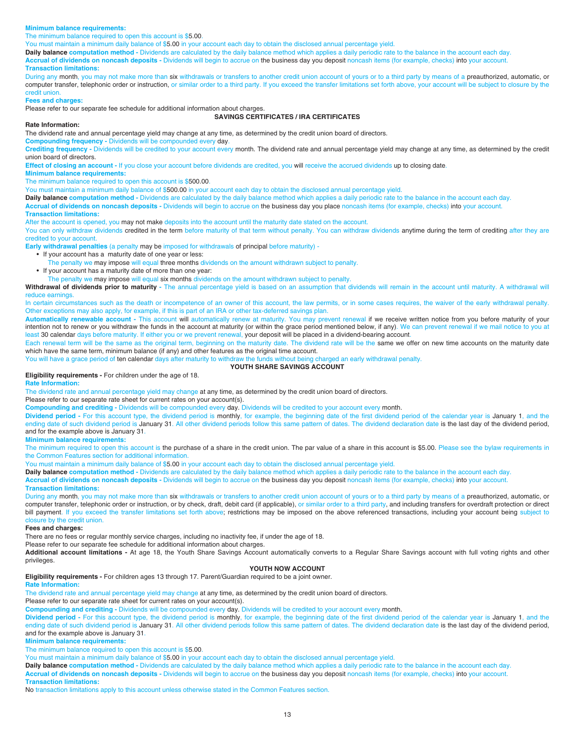**Minimum balance requirements:**

The minimum balance required to open this account is $5.00.

You must maintain a minimum daily balance of $5.00 in your account each day to obtain the disclosed annual percentage yield.

**Daily balance computation method -** Dividends are calculated by the daily balance method which applies a daily periodic rate to the balance in the account each day.

**Accrual of dividends on noncash deposits -** Dividends will begin to accrue on the business day you deposit noncash items (for example, checks) into your account.

**Transaction limitations:**

During any month, you may not make more than six withdrawals or transfers to another credit union account of yours or to a third party by means of a preauthorized, automatic, or computer transfer, telephonic order or instruction, or similar order to a third party. If you exceed the transfer limitations set forth above, your account will be subject to closure by the credit union.

**Fees and charges:**

Please refer to our separate fee schedule for additional information about charges.

## SAVINGS CERTIFICATES / IRA CERTIFICATES

**Rate Information:**

The dividend rate and annual percentage yield may change at any time, as determined by the credit union board of directors.

**Compounding frequency -** Dividends will be compounded every day.

**Crediting frequency -** Dividends will be credited to your account every month. The dividend rate and annual percentage yield may change at any time, as determined by the credit union board of directors.

**Effect of closing an account -** If you close your account before dividends are credited, you will receive the accrued dividends up to closing date.

**Minimum balance requirements:**

The minimum balance required to open this account is $500.00.

You must maintain a minimum daily balance of $500.00 in your account each day to obtain the disclosed annual percentage yield.

**Daily balance computation method -** Dividends are calculated by the daily balance method which applies a daily periodic rate to the balance in the account each day.

**Accrual of dividends on noncash deposits -** Dividends will begin to accrue on the business day you place noncash items (for example, checks) into your account.

**Transaction limitations:**

After the account is opened, you may not make deposits into the account until the maturity date stated on the account.

You can only withdraw dividends credited in the term before maturity of that term without penalty. You can withdraw dividends anytime during the term of crediting after they are credited to your account.

**Early withdrawal penalties** (a penalty may be imposed for withdrawals of principal before maturity) -

- If your account has a maturity date of one year or less:
  The penalty we may impose will equal three months dividends on the amount withdrawn subject to penalty.
- If your account has a maturity date of more than one year:
  The penalty we may impose will equal six months dividends on the amount withdrawn subject to penalty.

**Withdrawal of dividends prior to maturity -** The annual percentage yield is based on an assumption that dividends will remain in the account until maturity. A withdrawal will reduce earnings.

In certain circumstances such as the death or incompetence of an owner of this account, the law permits, or in some cases requires, the waiver of the early withdrawal penalty. Other exceptions may also apply, for example, if this is part of an IRA or other tax-deferred savings plan.

**Automatically renewable account -** This account will automatically renew at maturity. You may prevent renewal if we receive written notice from you before maturity of your intention not to renew or you withdraw the funds in the account at maturity (or within the grace period mentioned below, if any). We can prevent renewal if we mail notice to you at least 30 calendar days before maturity. If either you or we prevent renewal, your deposit will be placed in a dividend-bearing account.

Each renewal term will be the same as the original term, beginning on the maturity date. The dividend rate will be the same we offer on new time accounts on the maturity date which have the same term, minimum balance (if any) and other features as the original time account.

You will have a grace period of ten calendar days after maturity to withdraw the funds without being charged an early withdrawal penalty.

## YOUTH SHARE SAVINGS ACCOUNT

**Eligibility requirements -** For children under the age of 18.

**Rate Information:**

The dividend rate and annual percentage yield may change at any time, as determined by the credit union board of directors.

Please refer to our separate rate sheet for current rates on your account(s).

**Compounding and crediting -** Dividends will be compounded every day. Dividends will be credited to your account every month.

**Dividend period -** For this account type, the dividend period is monthly, for example, the beginning date of the first dividend period of the calendar year is January 1, and the ending date of such dividend period is January 31. All other dividend periods follow this same pattern of dates. The dividend declaration date is the last day of the dividend period, and for the example above is January 31.

**Minimum balance requirements:**

The minimum required to open this account is the purchase of a share in the credit union. The par value of a share in this account is $5.00. Please see the bylaw requirements in the Common Features section for additional information.

You must maintain a minimum daily balance of $5.00 in your account each day to obtain the disclosed annual percentage yield.

**Daily balance computation method -** Dividends are calculated by the daily balance method which applies a daily periodic rate to the balance in the account each day.

**Accrual of dividends on noncash deposits -** Dividends will begin to accrue on the business day you deposit noncash items (for example, checks) into your account.

**Transaction limitations:**

During any month, you may not make more than six withdrawals or transfers to another credit union account of yours or to a third party by means of a preauthorized, automatic, or computer transfer, telephonic order or instruction, or by check, draft, debit card (if applicable), or similar order to a third party, and including transfers for overdraft protection or direct bill payment. If you exceed the transfer limitations set forth above; restrictions may be imposed on the above referenced transactions, including your account being subject to closure by the credit union.

**Fees and charges:**

There are no fees or regular monthly service charges, including no inactivity fee, if under the age of 18.

Please refer to our separate fee schedule for additional information about charges.

**Additional account limitations -** At age 18, the Youth Share Savings Account automatically converts to a Regular Share Savings account with full voting rights and other privileges.

## YOUTH NOW ACCOUNT

**Eligibility requirements -** For children ages 13 through 17. Parent/Guardian required to be a joint owner.

**Rate Information:**

The dividend rate and annual percentage yield may change at any time, as determined by the credit union board of directors.

Please refer to our separate rate sheet for current rates on your account(s).

**Compounding and crediting -** Dividends will be compounded every day. Dividends will be credited to your account every month.

**Dividend period -** For this account type, the dividend period is monthly, for example, the beginning date of the first dividend period of the calendar year is January 1, and the ending date of such dividend period is January 31. All other dividend periods follow this same pattern of dates. The dividend declaration date is the last day of the dividend period, and for the example above is January 31.

**Minimum balance requirements:**

The minimum balance required to open this account is $5.00.

You must maintain a minimum daily balance of $5.00 in your account each day to obtain the disclosed annual percentage yield.

**Daily balance computation method -** Dividends are calculated by the daily balance method which applies a daily periodic rate to the balance in the account each day.

**Accrual of dividends on noncash deposits -** Dividends will begin to accrue on the business day you deposit noncash items (for example, checks) into your account.

**Transaction limitations:**

No transaction limitations apply to this account unless otherwise stated in the Common Features section.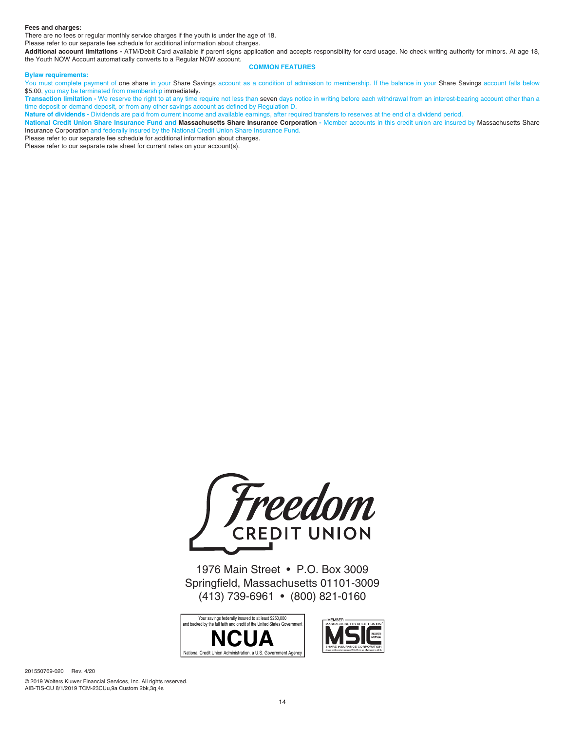**Fees and charges:**
There are no fees or regular monthly service charges if the youth is under the age of 18.
Please refer to our separate fee schedule for additional information about charges.
**Additional account limitations -** ATM/Debit Card available if parent signs application and accepts responsibility for card usage. No check writing authority for minors. At age 18, the Youth NOW Account automatically converts to a Regular NOW account.

## COMMON FEATURES

**Bylaw requirements:**
You must complete payment of one share in your Share Savings account as a condition of admission to membership. If the balance in your Share Savings account falls below $5.00, you may be terminated from membership immediately.
**Transaction limitation -** We reserve the right to at any time require not less than seven days notice in writing before each withdrawal from an interest-bearing account other than a time deposit or demand deposit, or from any other savings account as defined by Regulation D.
**Nature of dividends -** Dividends are paid from current income and available earnings, after required transfers to reserves at the end of a dividend period.
**National Credit Union Share Insurance Fund and Massachusetts Share Insurance Corporation -** Member accounts in this credit union are insured by Massachusetts Share Insurance Corporation and federally insured by the National Credit Union Share Insurance Fund.
Please refer to our separate fee schedule for additional information about charges.
Please refer to our separate rate sheet for current rates on your account(s).

Freedom CREDIT UNION

1976 Main Street • P.O. Box 3009
Springfield, Massachusetts 01101-3009
(413) 739-6961 • (800) 821-0160

Your savings federally insured to at least $250,000 and backed by the full faith and credit of the United States Government
NCUA
National Credit Union Administration, a U.S. Government Agency

MEMBER MASSACHUSETTS CREDIT UNION MSIC SHARE INSURANCE CORPORATION

201550769-020 Rev. 4/20

© 2019 Wolters Kluwer Financial Services, Inc. All rights reserved.
AIB-TIS-CU 8/1/2019 TCM-23CUu,9a Custom 2bk,3q,4s